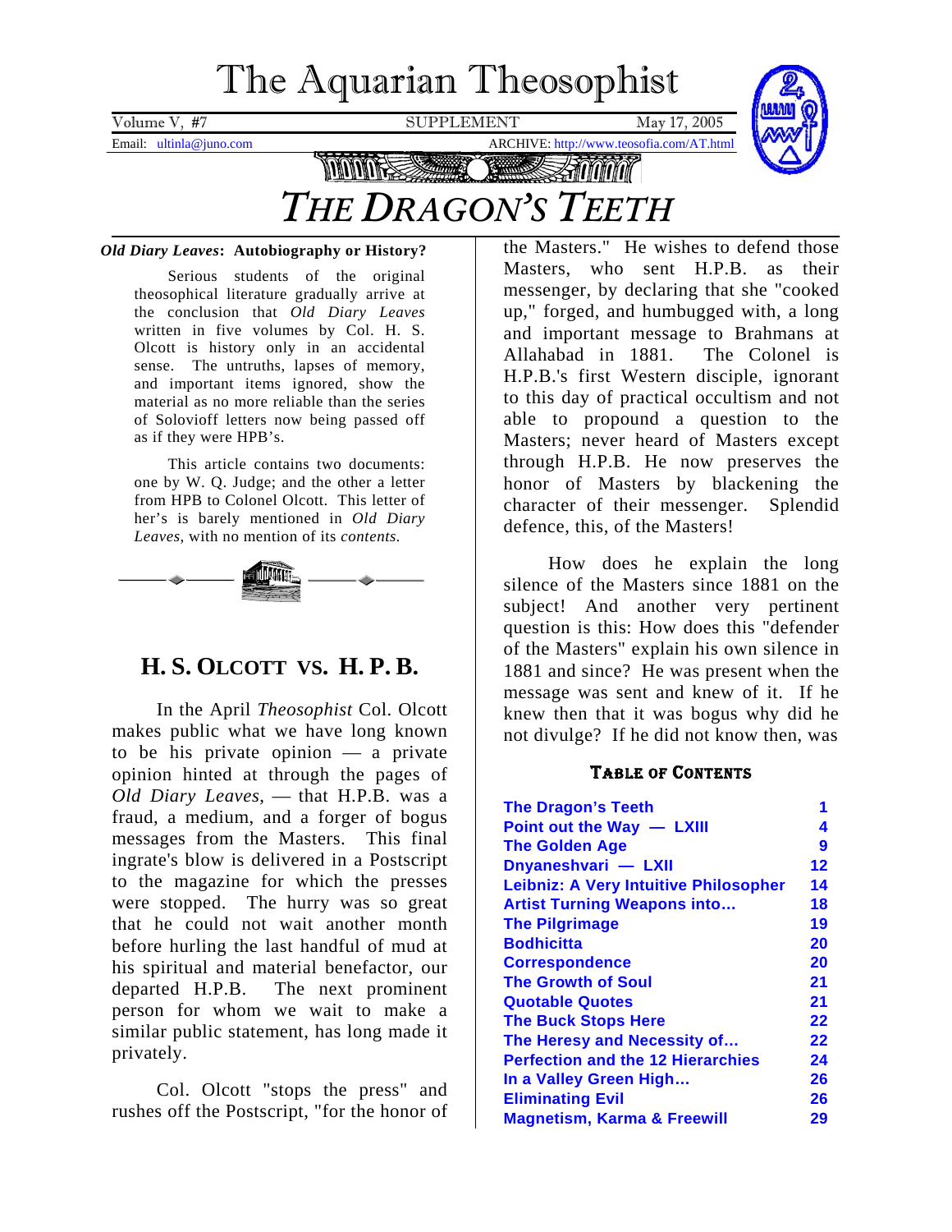# The Aquarian Theosophist

Volume V, #7 SUPPLEMENT May 17, 2005

Email: ultinla@juno.com ARCHIVE: http://www.teosofia.com/AT.html

# *THE DRAGON'S TEETH*

***Old Diary Leaves*: Autobiography or History?**

Serious students of the original theosophical literature gradually arrive at the conclusion that *Old Diary Leaves* written in five volumes by Col. H. S. Olcott is history only in an accidental sense. The untruths, lapses of memory, and important items ignored, show the material as no more reliable than the series of Solovioff letters now being passed off as if they were HPB's.

This article contains two documents: one by W. Q. Judge; and the other a letter from HPB to Colonel Olcott. This letter of her's is barely mentioned in *Old Diary Leaves*, with no mention of its *contents*.

## H. S. OLCOTT VS. H. P. B.

In the April *Theosophist* Col. Olcott makes public what we have long known to be his private opinion — a private opinion hinted at through the pages of *Old Diary Leaves*, — that H.P.B. was a fraud, a medium, and a forger of bogus messages from the Masters. This final ingrate's blow is delivered in a Postscript to the magazine for which the presses were stopped. The hurry was so great that he could not wait another month before hurling the last handful of mud at his spiritual and material benefactor, our departed H.P.B. The next prominent person for whom we wait to make a similar public statement, has long made it privately.

Col. Olcott "stops the press" and rushes off the Postscript, "for the honor of the Masters." He wishes to defend those Masters, who sent H.P.B. as their messenger, by declaring that she "cooked up," forged, and humbugged with, a long and important message to Brahmans at Allahabad in 1881. The Colonel is H.P.B.'s first Western disciple, ignorant to this day of practical occultism and not able to propound a question to the Masters; never heard of Masters except through H.P.B. He now preserves the honor of Masters by blackening the character of their messenger. Splendid defence, this, of the Masters!

How does he explain the long silence of the Masters since 1881 on the subject! And another very pertinent question is this: How does this "defender of the Masters" explain his own silence in 1881 and since? He was present when the message was sent and knew of it. If he knew then that it was bogus why did he not divulge? If he did not know then, was

**TABLE OF CONTENTS**

| | |
|---|---|
| The Dragon's Teeth | 1 |
| Point out the Way — LXIII | 4 |
| The Golden Age | 9 |
| Dnyaneshvari — LXII | 12 |
| Leibniz: A Very Intuitive Philosopher | 14 |
| Artist Turning Weapons into… | 18 |
| The Pilgrimage | 19 |
| Bodhicitta | 20 |
| Correspondence | 20 |
| The Growth of Soul | 21 |
| Quotable Quotes | 21 |
| The Buck Stops Here | 22 |
| The Heresy and Necessity of… | 22 |
| Perfection and the 12 Hierarchies | 24 |
| In a Valley Green High… | 26 |
| Eliminating Evil | 26 |
| Magnetism, Karma & Freewill | 29 |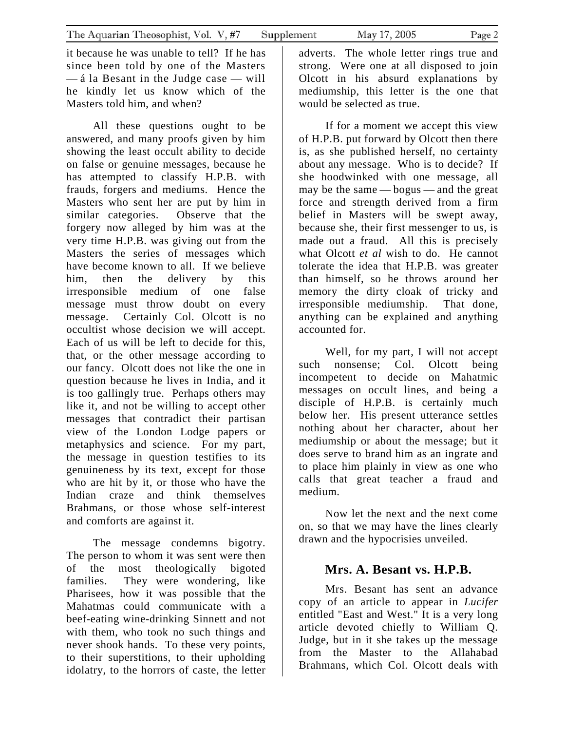it because he was unable to tell? If he has since been told by one of the Masters — á la Besant in the Judge case — will he kindly let us know which of the Masters told him, and when?

All these questions ought to be answered, and many proofs given by him showing the least occult ability to decide on false or genuine messages, because he has attempted to classify H.P.B. with frauds, forgers and mediums. Hence the Masters who sent her are put by him in similar categories. Observe that the forgery now alleged by him was at the very time H.P.B. was giving out from the Masters the series of messages which have become known to all. If we believe him, then the delivery by this irresponsible medium of one false message must throw doubt on every message. Certainly Col. Olcott is no occultist whose decision we will accept. Each of us will be left to decide for this, that, or the other message according to our fancy. Olcott does not like the one in question because he lives in India, and it is too gallingly true. Perhaps others may like it, and not be willing to accept other messages that contradict their partisan view of the London Lodge papers or metaphysics and science. For my part, the message in question testifies to its genuineness by its text, except for those who are hit by it, or those who have the Indian craze and think themselves Brahmans, or those whose self-interest and comforts are against it.

The message condemns bigotry. The person to whom it was sent were then of the most theologically bigoted families. They were wondering, like Pharisees, how it was possible that the Mahatmas could communicate with a beef-eating wine-drinking Sinnett and not with them, who took no such things and never shook hands. To these very points, to their superstitions, to their upholding idolatry, to the horrors of caste, the letter adverts. The whole letter rings true and strong. Were one at all disposed to join Olcott in his absurd explanations by mediumship, this letter is the one that would be selected as true.

If for a moment we accept this view of H.P.B. put forward by Olcott then there is, as she published herself, no certainty about any message. Who is to decide? If she hoodwinked with one message, all may be the same — bogus — and the great force and strength derived from a firm belief in Masters will be swept away, because she, their first messenger to us, is made out a fraud. All this is precisely what Olcott *et al* wish to do. He cannot tolerate the idea that H.P.B. was greater than himself, so he throws around her memory the dirty cloak of tricky and irresponsible mediumship. That done, anything can be explained and anything accounted for.

Well, for my part, I will not accept such nonsense; Col. Olcott being incompetent to decide on Mahatmic messages on occult lines, and being a disciple of H.P.B. is certainly much below her. His present utterance settles nothing about her character, about her mediumship or about the message; but it does serve to brand him as an ingrate and to place him plainly in view as one who calls that great teacher a fraud and medium.

Now let the next and the next come on, so that we may have the lines clearly drawn and the hypocrisies unveiled.

## Mrs. A. Besant vs. H.P.B.

Mrs. Besant has sent an advance copy of an article to appear in *Lucifer* entitled "East and West." It is a very long article devoted chiefly to William Q. Judge, but in it she takes up the message from the Master to the Allahabad Brahmans, which Col. Olcott deals with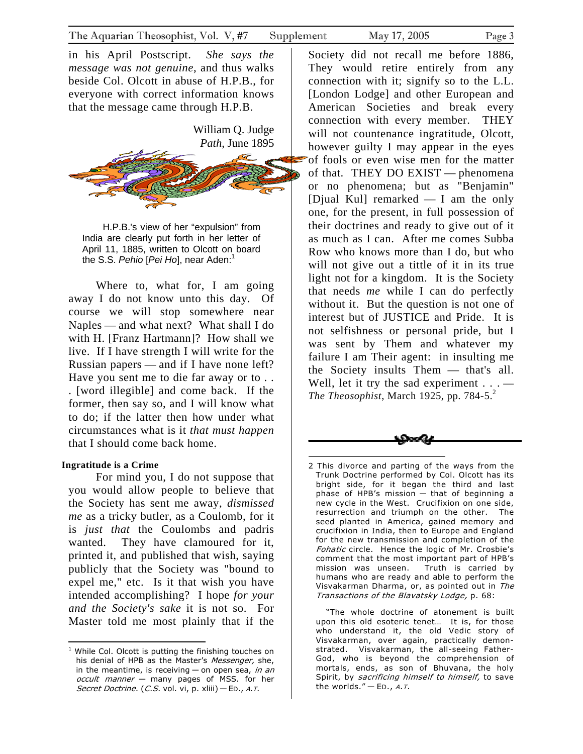in his April Postscript. *She says the message was not genuine*, and thus walks beside Col. Olcott in abuse of H.P.B., for everyone with correct information knows that the message came through H.P.B.

William Q. Judge
*Path*, June 1895

H.P.B.'s view of her "expulsion" from India are clearly put forth in her letter of April 11, 1885, written to Olcott on board the S.S. *Pehio* [*Pei Ho*], near Aden:[1]

Where to, what for, I am going away I do not know unto this day. Of course we will stop somewhere near Naples — and what next? What shall I do with H. [Franz Hartmann]? How shall we live. If I have strength I will write for the Russian papers — and if I have none left? Have you sent me to die far away or to . . . [word illegible] and come back. If the former, then say so, and I will know what to do; if the latter then how under what circumstances what is it *that must happen* that I should come back home.

**Ingratitude is a Crime**

For mind you, I do not suppose that you would allow people to believe that the Society has sent me away, *dismissed me* as a tricky butler, as a Coulomb, for it is *just that* the Coulombs and padris wanted. They have clamoured for it, printed it, and published that wish, saying publicly that the Society was "bound to expel me," etc. Is it that wish you have intended accomplishing? I hope *for your and the Society's sake* it is not so. For Master told me most plainly that if the Society did not recall me before 1886, They would retire entirely from any connection with it; signify so to the L.L. [London Lodge] and other European and American Societies and break every connection with every member. THEY will not countenance ingratitude, Olcott, however guilty I may appear in the eyes of fools or even wise men for the matter of that. THEY DO EXIST — phenomena or no phenomena; but as "Benjamin" [Djual Kul] remarked — I am the only one, for the present, in full possession of their doctrines and ready to give out of it as much as I can. After me comes Subba Row who knows more than I do, but who will not give out a tittle of it in its true light not for a kingdom. It is the Society that needs *me* while I can do perfectly without it. But the question is not one of interest but of JUSTICE and Pride. It is not selfishness or personal pride, but I was sent by Them and whatever my failure I am Their agent: in insulting me the Society insults Them — that's all. Well, let it try the sad experiment . . . — *The Theosophist*, March 1925, pp. 784-5.[2]

---

[1] While Col. Olcott is putting the finishing touches on his denial of HPB as the Master's *Messenger,* she, in the meantime, is receiving — on open sea, *in an occult manner* — many pages of MSS. for her *Secret Doctrine.* (*C.S.* vol. vi, p. xliii) — ED., *A.T.*

[2] This divorce and parting of the ways from the Trunk Doctrine performed by Col. Olcott has its bright side, for it began the third and last phase of HPB's mission — that of beginning a new cycle in the West. Crucifixion on one side, resurrection and triumph on the other. The seed planted in America, gained memory and crucifixion in India, then to Europe and England for the new transmission and completion of the *Fohatic* circle. Hence the logic of Mr. Crosbie's comment that the most important part of HPB's mission was unseen. Truth is carried by humans who are ready and able to perform the Visvakarman Dharma, or, as pointed out in *The Transactions of the Blavatsky Lodge,* p. 68:

"The whole doctrine of atonement is built upon this old esoteric tenet… It is, for those who understand it, the old Vedic story of Visvakarman, over again, practically demonstrated. Visvakarman, the all-seeing Father-God, who is beyond the comprehension of mortals, ends, as son of Bhuvana, the holy Spirit, by *sacrificing himself to himself,* to save the worlds." — ED., *A.T.*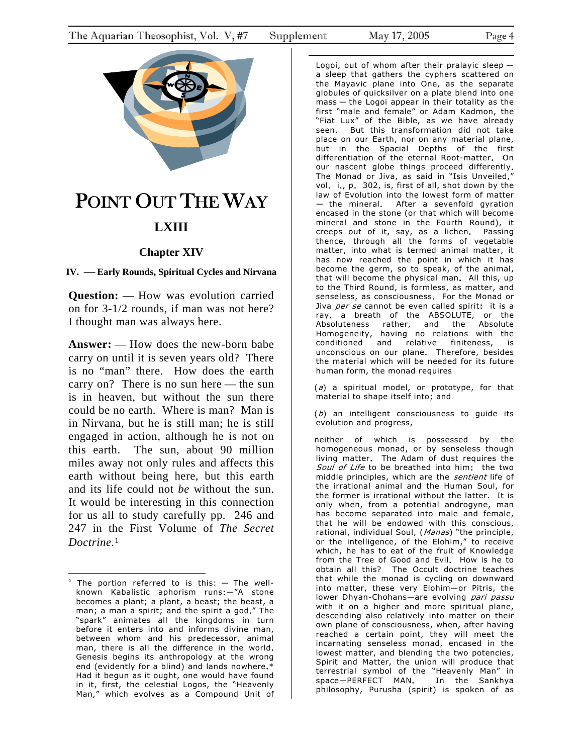# POINT OUT THE WAY

## LXIII

### Chapter XIV

#### IV. — Early Rounds, Spiritual Cycles and Nirvana

**Question:** — How was evolution carried on for 3-1/2 rounds, if man was not here? I thought man was always here.

**Answer:** — How does the new-born babe carry on until it is seven years old? There is no "man" there. How does the earth carry on? There is no sun here — the sun is in heaven, but without the sun there could be no earth. Where is man? Man is in Nirvana, but he is still man; he is still engaged in action, although he is not on this earth. The sun, about 90 million miles away not only rules and affects this earth without being here, but this earth and its life could not *be* without the sun. It would be interesting in this connection for us all to study carefully pp. 246 and 247 in the First Volume of *The Secret Doctrine.*[1]

---

[1] The portion referred to is this: — The well-known Kabalistic aphorism runs:—"A stone becomes a plant; a plant, a beast; the beast, a man; a man a spirit; and the spirit a god." The "spark" animates all the kingdoms in turn before it enters into and informs divine man, between whom and his predecessor, animal man, there is all the difference in the world. Genesis begins its anthropology at the wrong end (evidently for a blind) and lands nowhere.* Had it begun as it ought, one would have found in it, first, the celestial Logos, the "Heavenly Man," which evolves as a Compound Unit of Logoi, out of whom after their pralayic sleep — a sleep that gathers the cyphers scattered on the Mayavic plane into One, as the separate globules of quicksilver on a plate blend into one mass — the Logoi appear in their totality as the first "male and female" or Adam Kadmon, the "Fiat Lux" of the Bible, as we have already seen. But this transformation did not take place on our Earth, nor on any material plane, but in the Spacial Depths of the first differentiation of the eternal Root-matter. On our nascent globe things proceed differently. The Monad or Jiva, as said in "Isis Unveiled," vol. i., p. 302, is, first of all, shot down by the law of Evolution into the lowest form of matter — the mineral. After a sevenfold gyration encased in the stone (or that which will become mineral and stone in the Fourth Round), it creeps out of it, say, as a lichen. Passing thence, through all the forms of vegetable matter, into what is termed animal matter, it has now reached the point in which it has become the germ, so to speak, of the animal, that will become the physical man. All this, up to the Third Round, is formless, as matter, and senseless, as consciousness. For the Monad or Jiva *per se* cannot be even called spirit: it is a ray, a breath of the ABSOLUTE, or the Absoluteness rather, and the Absolute Homogeneity, having no relations with the conditioned and relative finiteness, is unconscious on our plane. Therefore, besides the material which will be needed for its future human form, the monad requires

(*a*) a spiritual model, or prototype, for that material to shape itself into; and

(*b*) an intelligent consciousness to guide its evolution and progress,

neither of which is possessed by the homogeneous monad, or by senseless though living matter. The Adam of dust requires the *Soul of Life* to be breathed into him: the two middle principles, which are the *sentient* life of the irrational animal and the Human Soul, for the former is irrational without the latter. It is only when, from a potential androgyne, man has become separated into male and female, that he will be endowed with this conscious, rational, individual Soul, (*Manas*) "the principle, or the intelligence, of the Elohim," to receive which, he has to eat of the fruit of Knowledge from the Tree of Good and Evil. How is he to obtain all this? The Occult doctrine teaches that while the monad is cycling on downward into matter, these very Elohim—or Pitris, the lower Dhyan-Chohans—are evolving *pari passu* with it on a higher and more spiritual plane, descending also relatively into matter on their own plane of consciousness, when, after having reached a certain point, they will meet the incarnating senseless monad, encased in the lowest matter, and blending the two potencies, Spirit and Matter, the union will produce that terrestrial symbol of the "Heavenly Man" in space—PERFECT MAN. In the Sankhya philosophy, Purusha (spirit) is spoken of as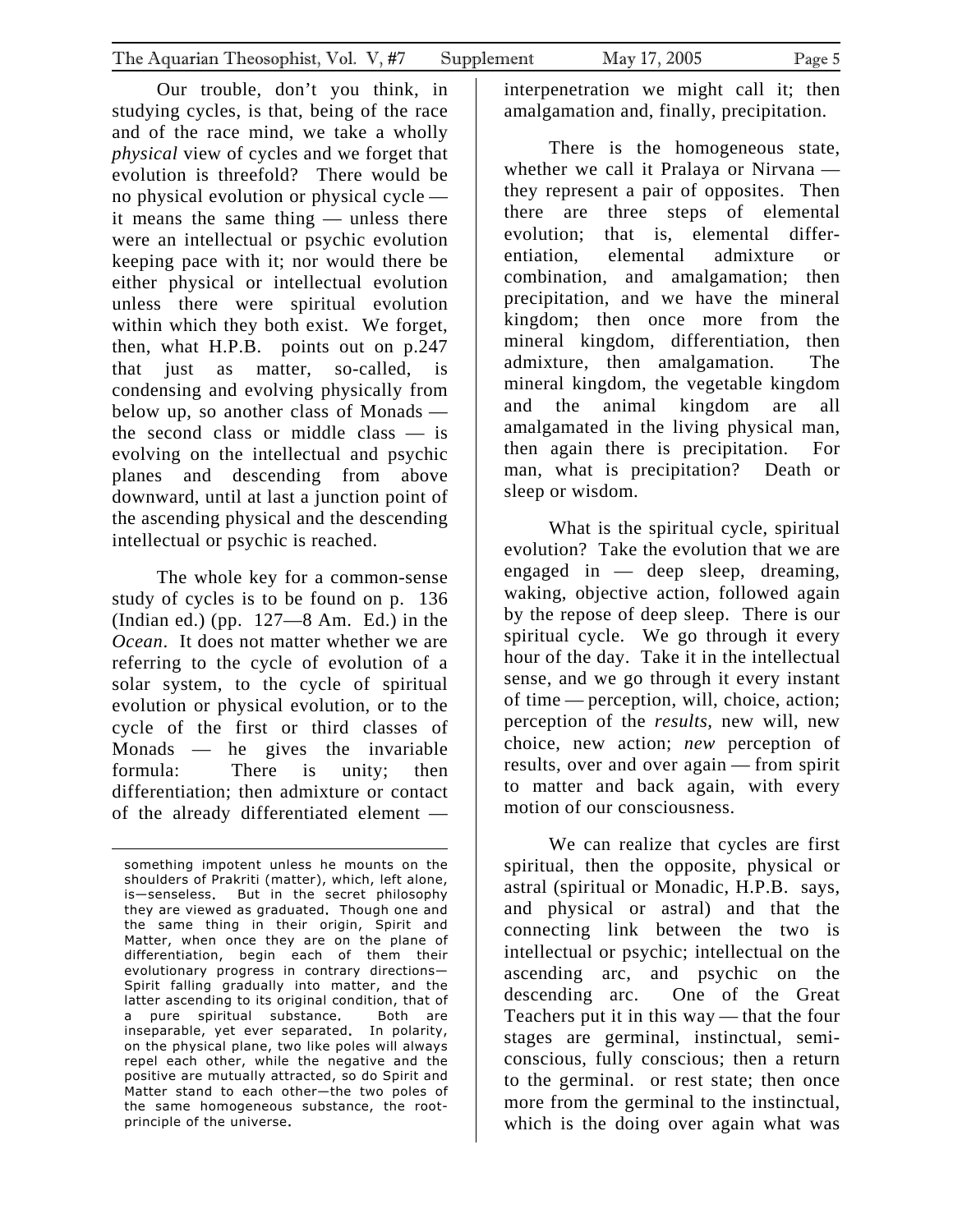Our trouble, don't you think, in studying cycles, is that, being of the race and of the race mind, we take a wholly *physical* view of cycles and we forget that evolution is threefold? There would be no physical evolution or physical cycle — it means the same thing — unless there were an intellectual or psychic evolution keeping pace with it; nor would there be either physical or intellectual evolution unless there were spiritual evolution within which they both exist. We forget, then, what H.P.B. points out on p.247 that just as matter, so-called, is condensing and evolving physically from below up, so another class of Monads — the second class or middle class — is evolving on the intellectual and psychic planes and descending from above downward, until at last a junction point of the ascending physical and the descending intellectual or psychic is reached.

The whole key for a common-sense study of cycles is to be found on p. 136 (Indian ed.) (pp. 127—8 Am. Ed.) in the *Ocean*. It does not matter whether we are referring to the cycle of evolution of a solar system, to the cycle of spiritual evolution or physical evolution, or to the cycle of the first or third classes of Monads — he gives the invariable formula: There is unity; then differentiation; then admixture or contact of the already differentiated element — interpenetration we might call it; then amalgamation and, finally, precipitation.

There is the homogeneous state, whether we call it Pralaya or Nirvana — they represent a pair of opposites. Then there are three steps of elemental evolution; that is, elemental differentiation, elemental admixture or combination, and amalgamation; then precipitation, and we have the mineral kingdom; then once more from the mineral kingdom, differentiation, then admixture, then amalgamation. The mineral kingdom, the vegetable kingdom and the animal kingdom are all amalgamated in the living physical man, then again there is precipitation. For man, what is precipitation? Death or sleep or wisdom.

What is the spiritual cycle, spiritual evolution? Take the evolution that we are engaged in — deep sleep, dreaming, waking, objective action, followed again by the repose of deep sleep. There is our spiritual cycle. We go through it every hour of the day. Take it in the intellectual sense, and we go through it every instant of time — perception, will, choice, action; perception of the *results,* new will, new choice, new action; *new* perception of results, over and over again — from spirit to matter and back again, with every motion of our consciousness.

We can realize that cycles are first spiritual, then the opposite, physical or astral (spiritual or Monadic, H.P.B. says, and physical or astral) and that the connecting link between the two is intellectual or psychic; intellectual on the ascending arc, and psychic on the descending arc. One of the Great Teachers put it in this way — that the four stages are germinal, instinctual, semi-conscious, fully conscious; then a return to the germinal. or rest state; then once more from the germinal to the instinctual, which is the doing over again what was

---

something impotent unless he mounts on the shoulders of Prakriti (matter), which, left alone, is—senseless. But in the secret philosophy they are viewed as graduated. Though one and the same thing in their origin, Spirit and Matter, when once they are on the plane of differentiation, begin each of them their evolutionary progress in contrary directions—Spirit falling gradually into matter, and the latter ascending to its original condition, that of a pure spiritual substance. Both are inseparable, yet ever separated. In polarity, on the physical plane, two like poles will always repel each other, while the negative and the positive are mutually attracted, so do Spirit and Matter stand to each other—the two poles of the same homogeneous substance, the root-principle of the universe.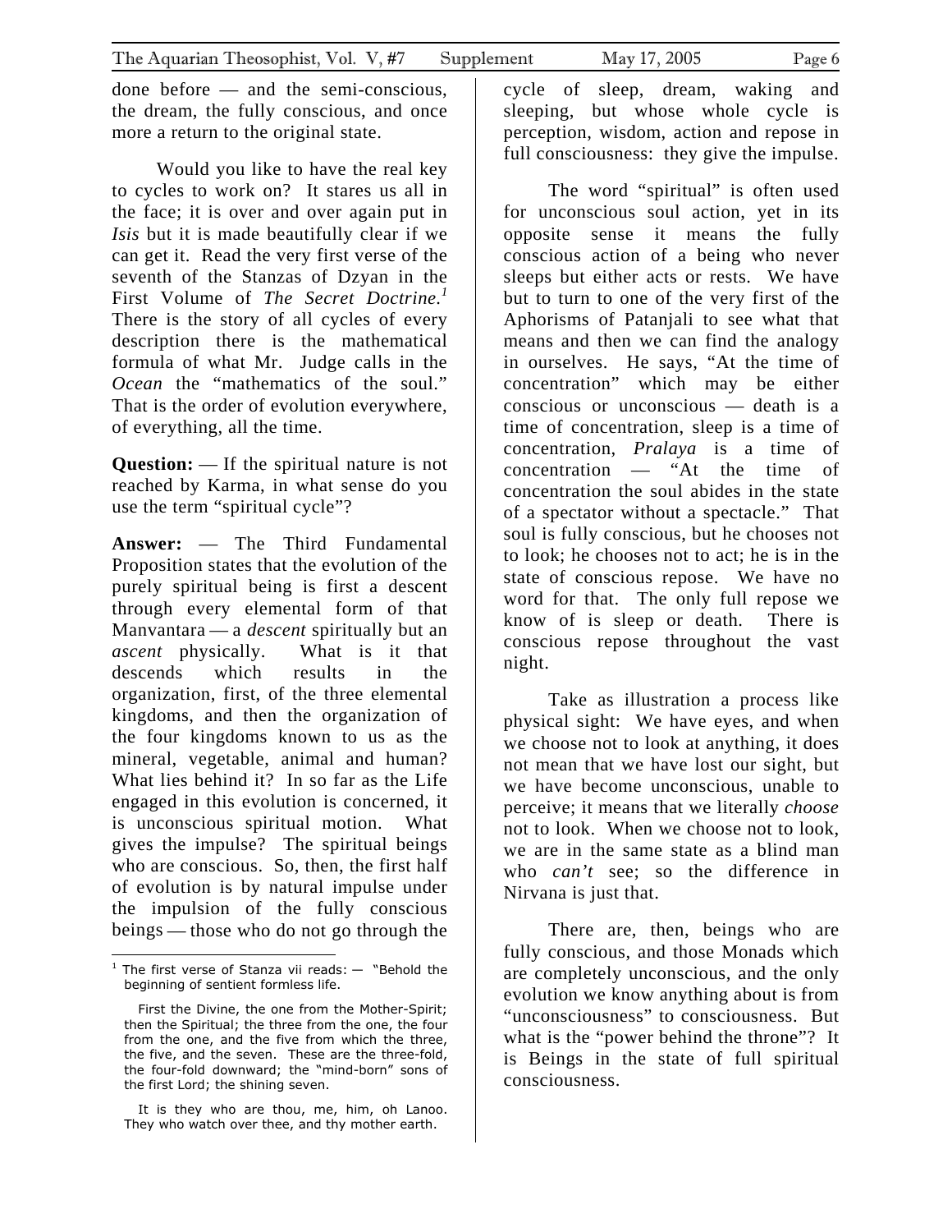done before — and the semi-conscious, the dream, the fully conscious, and once more a return to the original state.

Would you like to have the real key to cycles to work on? It stares us all in the face; it is over and over again put in *Isis* but it is made beautifully clear if we can get it. Read the very first verse of the seventh of the Stanzas of Dzyan in the First Volume of *The Secret Doctrine.*[1] There is the story of all cycles of every description there is the mathematical formula of what Mr. Judge calls in the *Ocean* the "mathematics of the soul." That is the order of evolution everywhere, of everything, all the time.

**Question:** — If the spiritual nature is not reached by Karma, in what sense do you use the term "spiritual cycle"?

**Answer:** — The Third Fundamental Proposition states that the evolution of the purely spiritual being is first a descent through every elemental form of that Manvantara — a *descent* spiritually but an *ascent* physically. What is it that descends which results in the organization, first, of the three elemental kingdoms, and then the organization of the four kingdoms known to us as the mineral, vegetable, animal and human? What lies behind it? In so far as the Life engaged in this evolution is concerned, it is unconscious spiritual motion. What gives the impulse? The spiritual beings who are conscious. So, then, the first half of evolution is by natural impulse under the impulsion of the fully conscious beings — those who do not go through the cycle of sleep, dream, waking and sleeping, but whose whole cycle is perception, wisdom, action and repose in full consciousness: they give the impulse.

The word "spiritual" is often used for unconscious soul action, yet in its opposite sense it means the fully conscious action of a being who never sleeps but either acts or rests. We have but to turn to one of the very first of the Aphorisms of Patanjali to see what that means and then we can find the analogy in ourselves. He says, "At the time of concentration" which may be either conscious or unconscious — death is a time of concentration, sleep is a time of concentration, *Pralaya* is a time of concentration — "At the time of concentration the soul abides in the state of a spectator without a spectacle." That soul is fully conscious, but he chooses not to look; he chooses not to act; he is in the state of conscious repose. We have no word for that. The only full repose we know of is sleep or death. There is conscious repose throughout the vast night.

Take as illustration a process like physical sight: We have eyes, and when we choose not to look at anything, it does not mean that we have lost our sight, but we have become unconscious, unable to perceive; it means that we literally *choose* not to look. When we choose not to look, we are in the same state as a blind man who *can't* see; so the difference in Nirvana is just that.

There are, then, beings who are fully conscious, and those Monads which are completely unconscious, and the only evolution we know anything about is from "unconsciousness" to consciousness. But what is the "power behind the throne"? It is Beings in the state of full spiritual consciousness.

---

[1] The first verse of Stanza vii reads: — "Behold the beginning of sentient formless life.

First the Divine, the one from the Mother-Spirit; then the Spiritual; the three from the one, the four from the one, and the five from which the three, the five, and the seven. These are the three-fold, the four-fold downward; the "mind-born" sons of the first Lord; the shining seven.

It is they who are thou, me, him, oh Lanoo. They who watch over thee, and thy mother earth.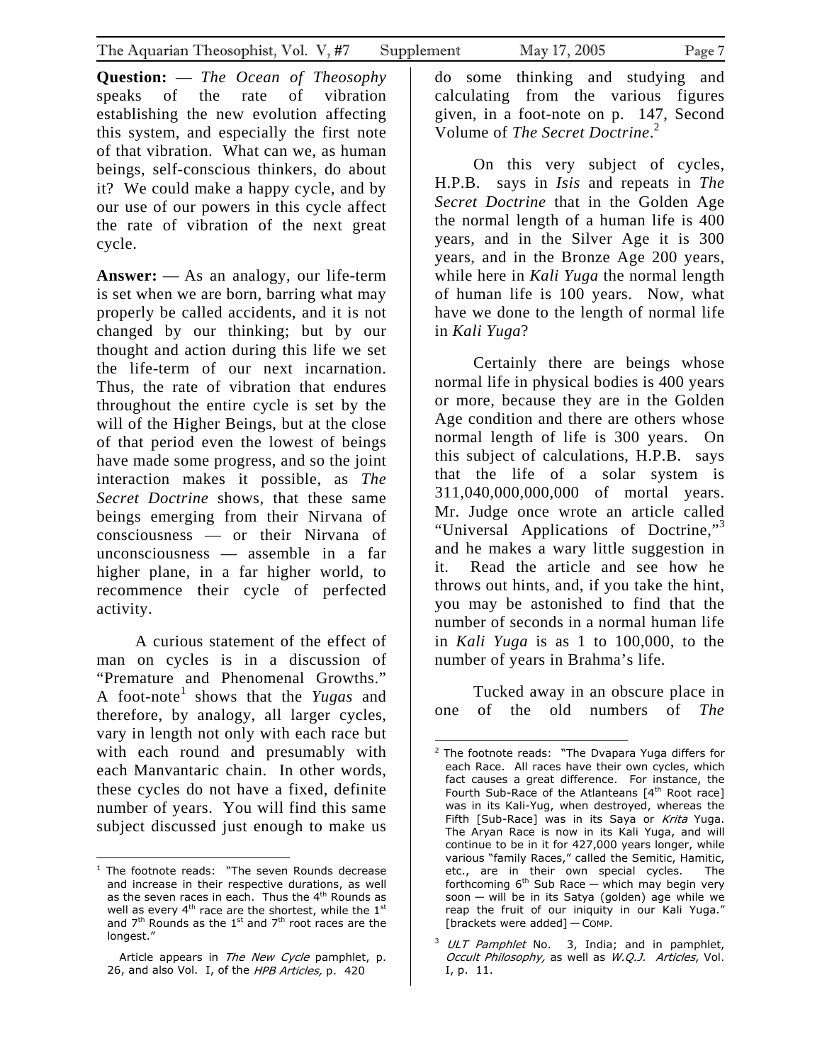**Question:** — *The Ocean of Theosophy* speaks of the rate of vibration establishing the new evolution affecting this system, and especially the first note of that vibration. What can we, as human beings, self-conscious thinkers, do about it? We could make a happy cycle, and by our use of our powers in this cycle affect the rate of vibration of the next great cycle.

**Answer:** — As an analogy, our life-term is set when we are born, barring what may properly be called accidents, and it is not changed by our thinking; but by our thought and action during this life we set the life-term of our next incarnation. Thus, the rate of vibration that endures throughout the entire cycle is set by the will of the Higher Beings, but at the close of that period even the lowest of beings have made some progress, and so the joint interaction makes it possible, as *The Secret Doctrine* shows, that these same beings emerging from their Nirvana of consciousness — or their Nirvana of unconsciousness — assemble in a far higher plane, in a far higher world, to recommence their cycle of perfected activity.

A curious statement of the effect of man on cycles is in a discussion of "Premature and Phenomenal Growths." A foot-note[1] shows that the *Yugas* and therefore, by analogy, all larger cycles, vary in length not only with each race but with each round and presumably with each Manvantaric chain. In other words, these cycles do not have a fixed, definite number of years. You will find this same subject discussed just enough to make us do some thinking and studying and calculating from the various figures given, in a foot-note on p. 147, Second Volume of *The Secret Doctrine*.[2]

On this very subject of cycles, H.P.B. says in *Isis* and repeats in *The Secret Doctrine* that in the Golden Age the normal length of a human life is 400 years, and in the Silver Age it is 300 years, and in the Bronze Age 200 years, while here in *Kali Yuga* the normal length of human life is 100 years. Now, what have we done to the length of normal life in *Kali Yuga*?

Certainly there are beings whose normal life in physical bodies is 400 years or more, because they are in the Golden Age condition and there are others whose normal length of life is 300 years. On this subject of calculations, H.P.B. says that the life of a solar system is 311,040,000,000,000 of mortal years. Mr. Judge once wrote an article called "Universal Applications of Doctrine,"[3] and he makes a wary little suggestion in it. Read the article and see how he throws out hints, and, if you take the hint, you may be astonished to find that the number of seconds in a normal human life in *Kali Yuga* is as 1 to 100,000, to the number of years in Brahma's life.

Tucked away in an obscure place in one of the old numbers of *The*

---

[1] The footnote reads: "The seven Rounds decrease and increase in their respective durations, as well as the seven races in each. Thus the 4th Rounds as well as every 4th race are the shortest, while the 1st and 7th Rounds as the 1st and 7th root races are the longest."

Article appears in *The New Cycle* pamphlet, p. 26, and also Vol. I, of the *HPB Articles,* p. 420

[2] The footnote reads: "The Dvapara Yuga differs for each Race. All races have their own cycles, which fact causes a great difference. For instance, the Fourth Sub-Race of the Atlanteans [4th Root race] was in its Kali-Yug, when destroyed, whereas the Fifth [Sub-Race] was in its Saya or *Krita* Yuga. The Aryan Race is now in its Kali Yuga, and will continue to be in it for 427,000 years longer, while various "family Races," called the Semitic, Hamitic, etc., are in their own special cycles. The forthcoming 6th Sub Race — which may begin very soon — will be in its Satya (golden) age while we reap the fruit of our iniquity in our Kali Yuga." [brackets were added] — COMP.

[3] *ULT Pamphlet* No. 3, India; and in pamphlet, *Occult Philosophy,* as well as *W.Q.J. Articles*, Vol. I, p. 11.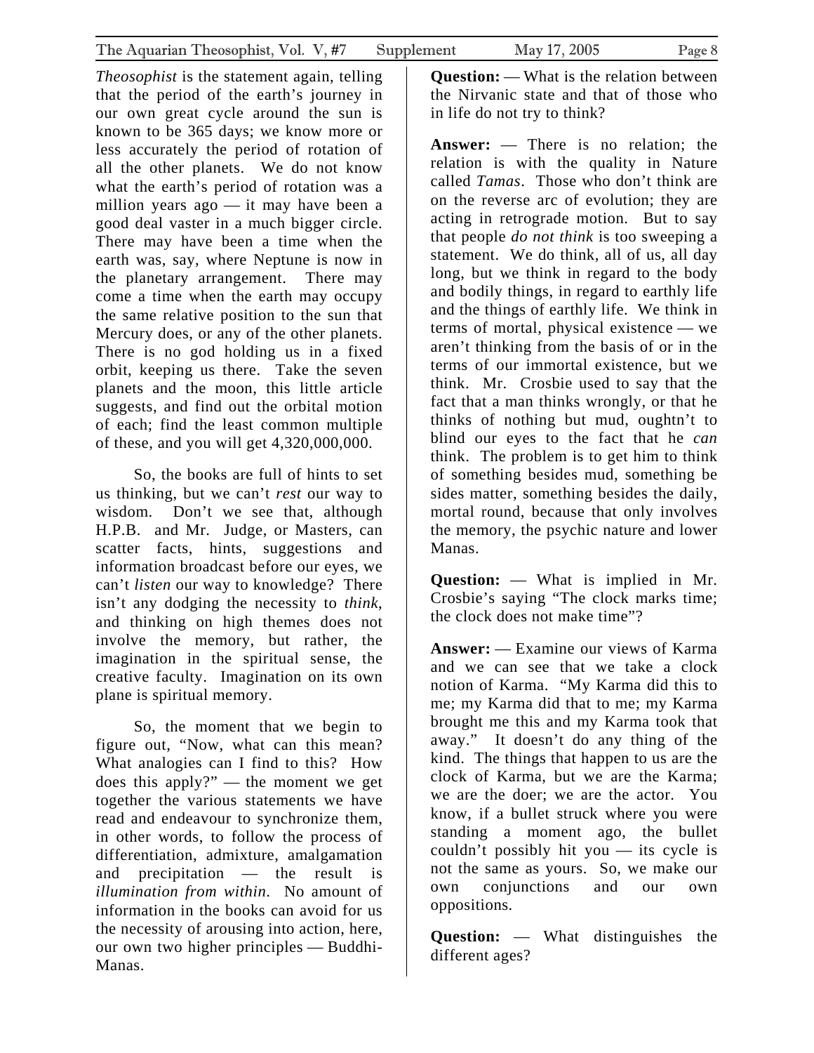*Theosophist* is the statement again, telling that the period of the earth's journey in our own great cycle around the sun is known to be 365 days; we know more or less accurately the period of rotation of all the other planets. We do not know what the earth's period of rotation was a million years ago — it may have been a good deal vaster in a much bigger circle. There may have been a time when the earth was, say, where Neptune is now in the planetary arrangement. There may come a time when the earth may occupy the same relative position to the sun that Mercury does, or any of the other planets. There is no god holding us in a fixed orbit, keeping us there. Take the seven planets and the moon, this little article suggests, and find out the orbital motion of each; find the least common multiple of these, and you will get 4,320,000,000.

So, the books are full of hints to set us thinking, but we can't *rest* our way to wisdom. Don't we see that, although H.P.B. and Mr. Judge, or Masters, can scatter facts, hints, suggestions and information broadcast before our eyes, we can't *listen* our way to knowledge? There isn't any dodging the necessity to *think*, and thinking on high themes does not involve the memory, but rather, the imagination in the spiritual sense, the creative faculty. Imagination on its own plane is spiritual memory.

So, the moment that we begin to figure out, "Now, what can this mean? What analogies can I find to this? How does this apply?" — the moment we get together the various statements we have read and endeavour to synchronize them, in other words, to follow the process of differentiation, admixture, amalgamation and precipitation — the result is *illumination from within.* No amount of information in the books can avoid for us the necessity of arousing into action, here, our own two higher principles — Buddhi-Manas.

**Question:** — What is the relation between the Nirvanic state and that of those who in life do not try to think?

**Answer:** — There is no relation; the relation is with the quality in Nature called *Tamas*. Those who don't think are on the reverse arc of evolution; they are acting in retrograde motion. But to say that people *do not think* is too sweeping a statement. We do think, all of us, all day long, but we think in regard to the body and bodily things, in regard to earthly life and the things of earthly life. We think in terms of mortal, physical existence — we aren't thinking from the basis of or in the terms of our immortal existence, but we think. Mr. Crosbie used to say that the fact that a man thinks wrongly, or that he thinks of nothing but mud, oughtn't to blind our eyes to the fact that he *can* think. The problem is to get him to think of something besides mud, something be sides matter, something besides the daily, mortal round, because that only involves the memory, the psychic nature and lower Manas.

**Question:** — What is implied in Mr. Crosbie's saying "The clock marks time; the clock does not make time"?

**Answer:** — Examine our views of Karma and we can see that we take a clock notion of Karma. "My Karma did this to me; my Karma did that to me; my Karma brought me this and my Karma took that away." It doesn't do any thing of the kind. The things that happen to us are the clock of Karma, but we are the Karma; we are the doer; we are the actor. You know, if a bullet struck where you were standing a moment ago, the bullet couldn't possibly hit you — its cycle is not the same as yours. So, we make our own conjunctions and our own oppositions.

**Question:** — What distinguishes the different ages?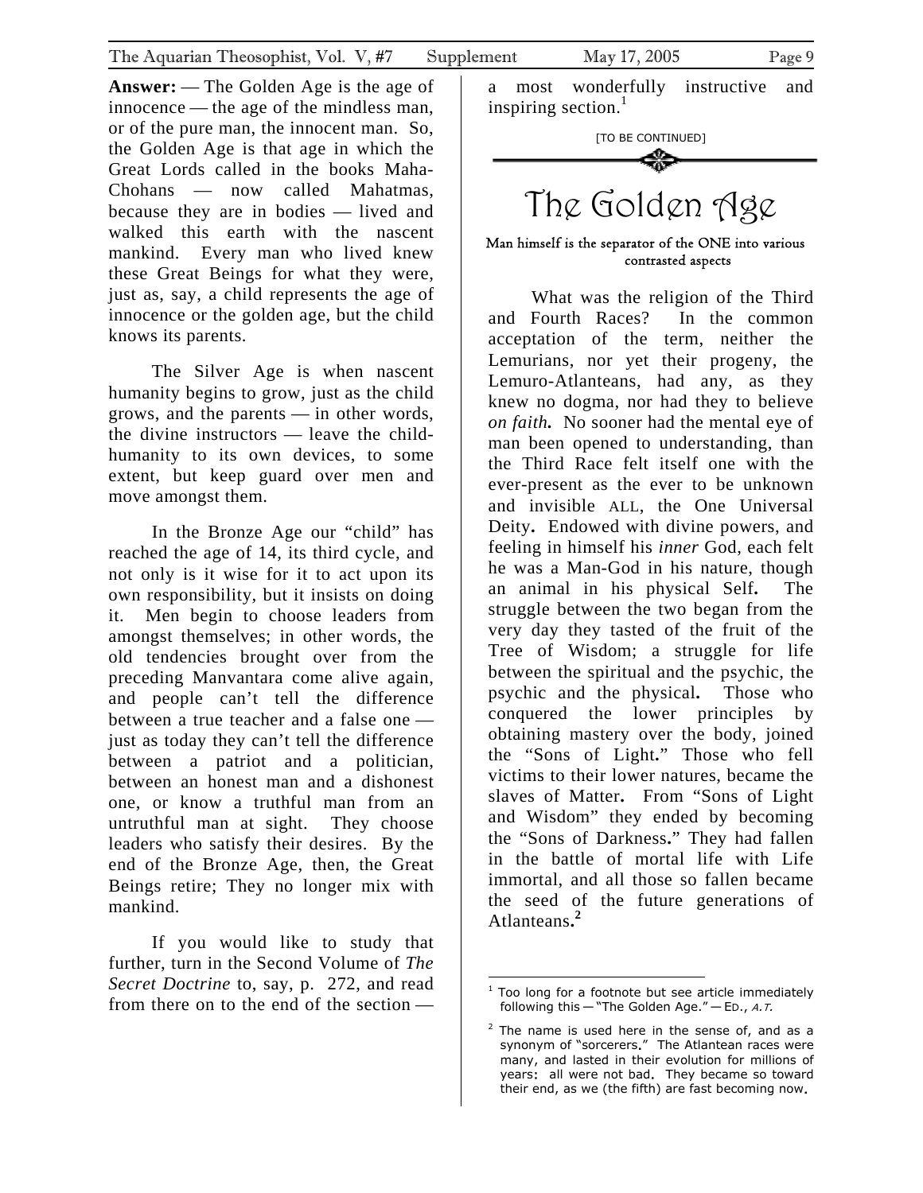**Answer:** — The Golden Age is the age of innocence — the age of the mindless man, or of the pure man, the innocent man. So, the Golden Age is that age in which the Great Lords called in the books Maha-Chohans — now called Mahatmas, because they are in bodies — lived and walked this earth with the nascent mankind. Every man who lived knew these Great Beings for what they were, just as, say, a child represents the age of innocence or the golden age, but the child knows its parents.

The Silver Age is when nascent humanity begins to grow, just as the child grows, and the parents — in other words, the divine instructors — leave the child-humanity to its own devices, to some extent, but keep guard over men and move amongst them.

In the Bronze Age our "child" has reached the age of 14, its third cycle, and not only is it wise for it to act upon its own responsibility, but it insists on doing it. Men begin to choose leaders from amongst themselves; in other words, the old tendencies brought over from the preceding Manvantara come alive again, and people can't tell the difference between a true teacher and a false one — just as today they can't tell the difference between a patriot and a politician, between an honest man and a dishonest one, or know a truthful man from an untruthful man at sight. They choose leaders who satisfy their desires. By the end of the Bronze Age, then, the Great Beings retire; They no longer mix with mankind.

If you would like to study that further, turn in the Second Volume of *The Secret Doctrine* to, say, p. 272, and read from there on to the end of the section — a most wonderfully instructive and inspiring section.[1]

[TO BE CONTINUED]

---

# The Golden Age

Man himself is the separator of the ONE into various contrasted aspects

What was the religion of the Third and Fourth Races? In the common acceptation of the term, neither the Lemurians, nor yet their progeny, the Lemuro-Atlanteans, had any, as they knew no dogma, nor had they to believe *on faith.* No sooner had the mental eye of man been opened to understanding, than the Third Race felt itself one with the ever-present as the ever to be unknown and invisible ALL, the One Universal Deity. Endowed with divine powers, and feeling in himself his *inner* God, each felt he was a Man-God in his nature, though an animal in his physical Self. The struggle between the two began from the very day they tasted of the fruit of the Tree of Wisdom; a struggle for life between the spiritual and the psychic, the psychic and the physical. Those who conquered the lower principles by obtaining mastery over the body, joined the "Sons of Light." Those who fell victims to their lower natures, became the slaves of Matter. From "Sons of Light and Wisdom" they ended by becoming the "Sons of Darkness." They had fallen in the battle of mortal life with Life immortal, and all those so fallen became the seed of the future generations of Atlanteans.[2]

---

[1] Too long for a footnote but see article immediately following this — "The Golden Age." — ED., *A.T.*

[2] The name is used here in the sense of, and as a synonym of "sorcerers." The Atlantean races were many, and lasted in their evolution for millions of years: all were not bad. They became so toward their end, as we (the fifth) are fast becoming now.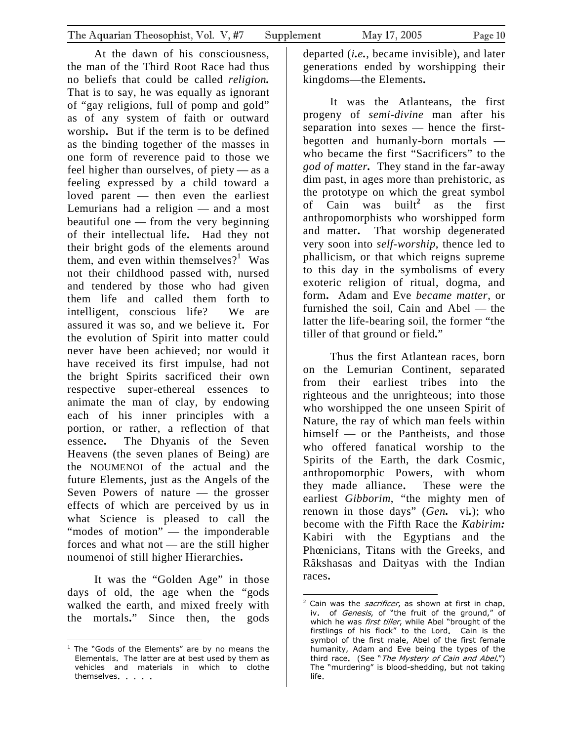At the dawn of his consciousness, the man of the Third Root Race had thus no beliefs that could be called *religion***.** That is to say, he was equally as ignorant of "gay religions, full of pomp and gold" as of any system of faith or outward worship**.** But if the term is to be defined as the binding together of the masses in one form of reverence paid to those we feel higher than ourselves, of piety — as a feeling expressed by a child toward a loved parent — then even the earliest Lemurians had a religion — and a most beautiful one — from the very beginning of their intellectual life**.** Had they not their bright gods of the elements around them, and even within themselves?[1] Was not their childhood passed with, nursed and tendered by those who had given them life and called them forth to intelligent, conscious life? We are assured it was so, and we believe it**.** For the evolution of Spirit into matter could never have been achieved; nor would it have received its first impulse, had not the bright Spirits sacrificed their own respective super-ethereal essences to animate the man of clay, by endowing each of his inner principles with a portion, or rather, a reflection of that essence**.** The Dhyanis of the Seven Heavens (the seven planes of Being) are the NOUMENOI of the actual and the future Elements, just as the Angels of the Seven Powers of nature — the grosser effects of which are perceived by us in what Science is pleased to call the "modes of motion" — the imponderable forces and what not — are the still higher noumenoi of still higher Hierarchies**.**

It was the "Golden Age" in those days of old, the age when the "gods walked the earth, and mixed freely with the mortals**.**" Since then, the gods departed (***i.e.***, became invisible), and later generations ended by worshipping their kingdoms—the Elements**.**

It was the Atlanteans, the first progeny of *semi-divine* man after his separation into sexes — hence the first-begotten and humanly-born mortals — who became the first "Sacrificers" to the *god of matter***.** They stand in the far-away dim past, in ages more than prehistoric, as the prototype on which the great symbol of Cain was built[2] as the first anthropomorphists who worshipped form and matter**.** That worship degenerated very soon into *self-worship*, thence led to phallicism, or that which reigns supreme to this day in the symbolisms of every exoteric religion of ritual, dogma, and form**.** Adam and Eve *became matter*, or furnished the soil, Cain and Abel — the latter the life-bearing soil, the former "the tiller of that ground or field**.**"

Thus the first Atlantean races, born on the Lemurian Continent, separated from their earliest tribes into the righteous and the unrighteous; into those who worshipped the one unseen Spirit of Nature, the ray of which man feels within himself — or the Pantheists, and those who offered fanatical worship to the Spirits of the Earth, the dark Cosmic, anthropomorphic Powers, with whom they made alliance**.** These were the earliest *Gibborim*, "the mighty men of renown in those days" (*Gen.* vi**.**); who become with the Fifth Race the *Kabirim:* Kabiri with the Egyptians and the Phœnicians, Titans with the Greeks, and Râkshasas and Daityas with the Indian races**.**

---

[1] The "Gods of the Elements" are by no means the Elementals. The latter are at best used by them as vehicles and materials in which to clothe themselves. . . . .

[2] Cain was the *sacrificer*, as shown at first in chap. iv. of *Genesis*, of "the fruit of the ground," of which he was *first tiller*, while Abel "brought of the firstlings of his flock" to the Lord. Cain is the symbol of the first male, Abel of the first female humanity, Adam and Eve being the types of the third race. (See "*The Mystery of Cain and Abel*.") The "murdering" is blood-shedding, but not taking life.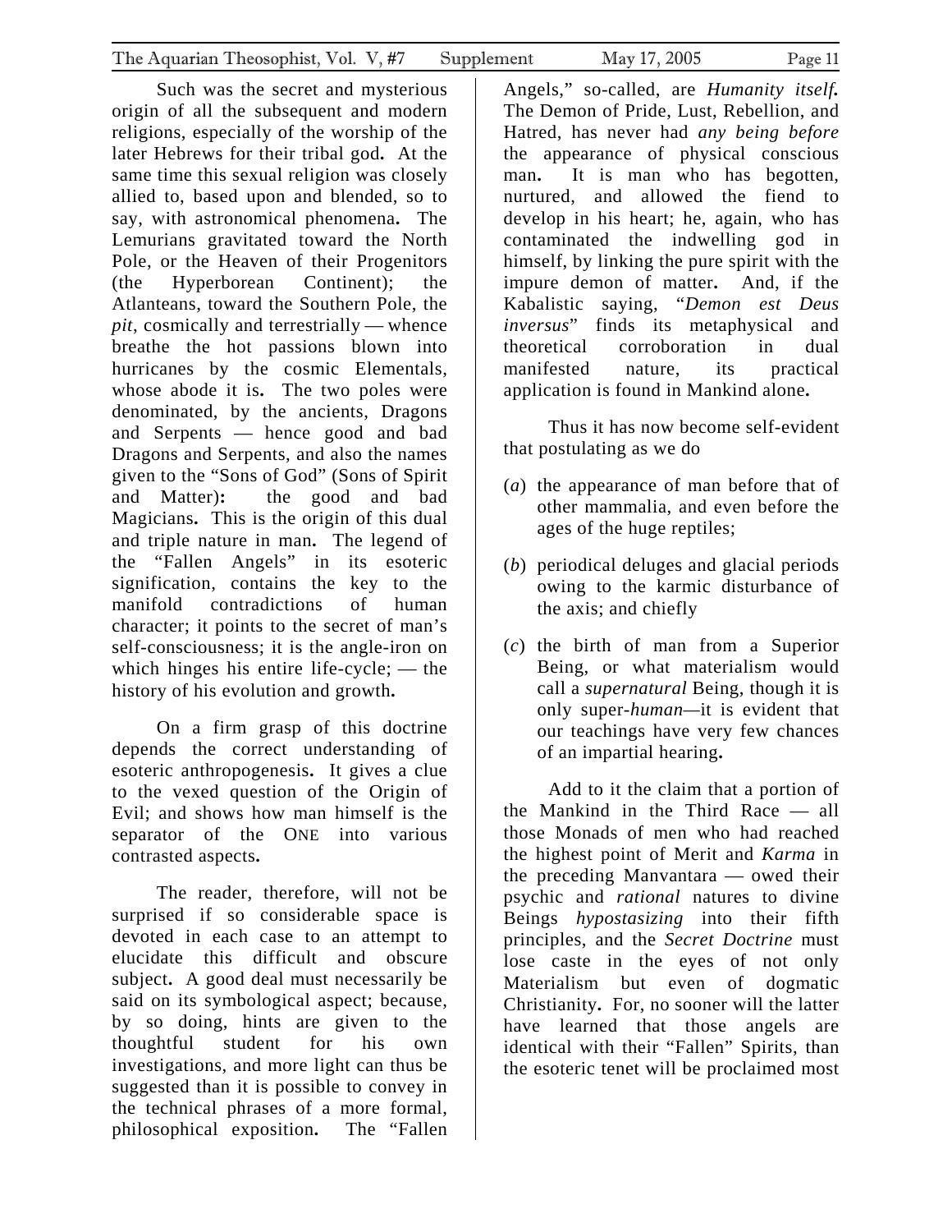Such was the secret and mysterious origin of all the subsequent and modern religions, especially of the worship of the later Hebrews for their tribal god**.** At the same time this sexual religion was closely allied to, based upon and blended, so to say, with astronomical phenomena**.** The Lemurians gravitated toward the North Pole, or the Heaven of their Progenitors (the Hyperborean Continent); the Atlanteans, toward the Southern Pole, the *pit*, cosmically and terrestrially — whence breathe the hot passions blown into hurricanes by the cosmic Elementals, whose abode it is**.** The two poles were denominated, by the ancients, Dragons and Serpents — hence good and bad Dragons and Serpents, and also the names given to the "Sons of God" (Sons of Spirit and Matter)**:** the good and bad Magicians**.** This is the origin of this dual and triple nature in man**.** The legend of the "Fallen Angels" in its esoteric signification, contains the key to the manifold contradictions of human character; it points to the secret of man's self-consciousness; it is the angle-iron on which hinges his entire life-cycle; — the history of his evolution and growth**.**

On a firm grasp of this doctrine depends the correct understanding of esoteric anthropogenesis**.** It gives a clue to the vexed question of the Origin of Evil; and shows how man himself is the separator of the ONE into various contrasted aspects**.**

The reader, therefore, will not be surprised if so considerable space is devoted in each case to an attempt to elucidate this difficult and obscure subject**.** A good deal must necessarily be said on its symbological aspect; because, by so doing, hints are given to the thoughtful student for his own investigations, and more light can thus be suggested than it is possible to convey in the technical phrases of a more formal, philosophical exposition**.** The "Fallen Angels," so-called, are *Humanity itself.* The Demon of Pride, Lust, Rebellion, and Hatred, has never had *any being before* the appearance of physical conscious man**.** It is man who has begotten, nurtured, and allowed the fiend to develop in his heart; he, again, who has contaminated the indwelling god in himself, by linking the pure spirit with the impure demon of matter**.** And, if the Kabalistic saying, "*Demon est Deus inversus*" finds its metaphysical and theoretical corroboration in dual manifested nature, its practical application is found in Mankind alone**.**

Thus it has now become self-evident that postulating as we do

(*a*) the appearance of man before that of other mammalia, and even before the ages of the huge reptiles;

(*b*) periodical deluges and glacial periods owing to the karmic disturbance of the axis; and chiefly

(*c*) the birth of man from a Superior Being, or what materialism would call a *supernatural* Being, though it is only super-*human*—it is evident that our teachings have very few chances of an impartial hearing**.**

Add to it the claim that a portion of the Mankind in the Third Race — all those Monads of men who had reached the highest point of Merit and *Karma* in the preceding Manvantara — owed their psychic and *rational* natures to divine Beings *hypostasizing* into their fifth principles, and the *Secret Doctrine* must lose caste in the eyes of not only Materialism but even of dogmatic Christianity**.** For, no sooner will the latter have learned that those angels are identical with their "Fallen" Spirits, than the esoteric tenet will be proclaimed most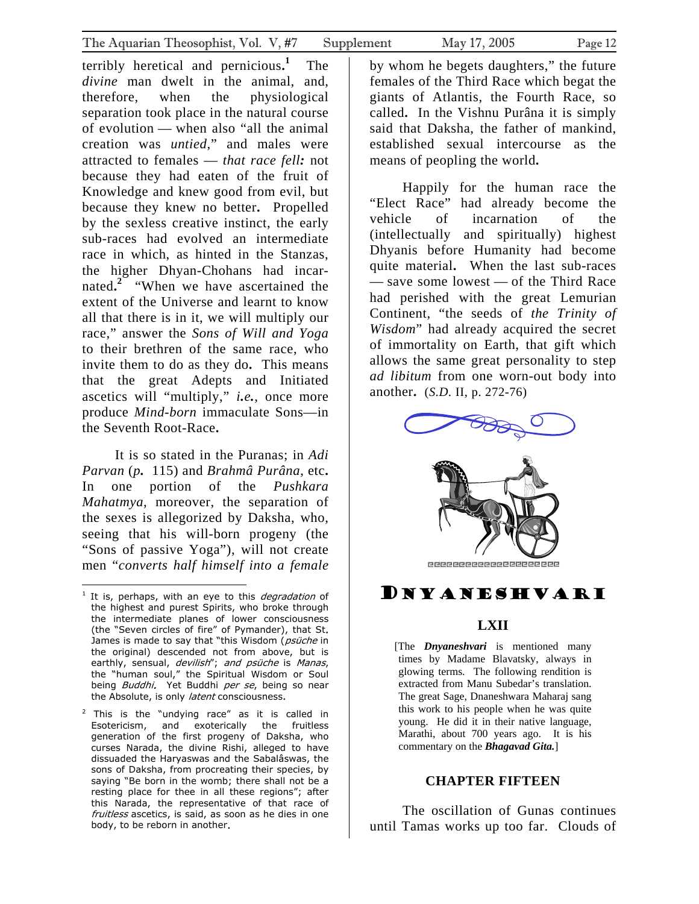terribly heretical and pernicious.[1] The *divine* man dwelt in the animal, and, therefore, when the physiological separation took place in the natural course of evolution — when also "all the animal creation was *untied*," and males were attracted to females — *that race fell:* not because they had eaten of the fruit of Knowledge and knew good from evil, but because they knew no better. Propelled by the sexless creative instinct, the early sub-races had evolved an intermediate race in which, as hinted in the Stanzas, the higher Dhyan-Chohans had incarnated.[2] "When we have ascertained the extent of the Universe and learnt to know all that there is in it, we will multiply our race," answer the *Sons of Will and Yoga* to their brethren of the same race, who invite them to do as they do. This means that the great Adepts and Initiated ascetics will "multiply," *i.e.*, once more produce *Mind-born* immaculate Sons—in the Seventh Root-Race.

It is so stated in the Puranas; in *Adi Parvan* (*p.* 115) and *Brahmâ Purâna*, etc. In one portion of the *Pushkara Mahatmya*, moreover, the separation of the sexes is allegorized by Daksha, who, seeing that his will-born progeny (the "Sons of passive Yoga"), will not create men "*converts half himself into a female* by whom he begets daughters," the future females of the Third Race which begat the giants of Atlantis, the Fourth Race, so called. In the Vishnu Purâna it is simply said that Daksha, the father of mankind, established sexual intercourse as the means of peopling the world.

Happily for the human race the "Elect Race" had already become the vehicle of incarnation of the (intellectually and spiritually) highest Dhyanis before Humanity had become quite material. When the last sub-races — save some lowest — of the Third Race had perished with the great Lemurian Continent, "the seeds of *the Trinity of Wisdom*" had already acquired the secret of immortality on Earth, that gift which allows the same great personality to step *ad libitum* from one worn-out body into another. (*S.D.* II, p. 272-76)

[1] It is, perhaps, with an eye to this *degradation* of the highest and purest Spirits, who broke through the intermediate planes of lower consciousness (the "Seven circles of fire" of Pymander), that St. James is made to say that "this Wisdom (*psüche* in the original) descended not from above, but is earthly, sensual, *devilish*"; *and psüche* is *Manas*, the "human soul," the Spiritual Wisdom or Soul being *Buddhi.* Yet Buddhi *per se*, being so near the Absolute, is only *latent* consciousness.

[2] This is the "undying race" as it is called in Esotericism, and exoterically the fruitless generation of the first progeny of Daksha, who curses Narada, the divine Rishi, alleged to have dissuaded the Haryaswas and the Sabalâswas, the sons of Daksha, from procreating their species, by saying "Be born in the womb; there shall not be a resting place for thee in all these regions"; after this Narada, the representative of that race of *fruitless* ascetics, is said, as soon as he dies in one body, to be reborn in another.

# DNYANESHVARI

## LXII

[The ***Dnyaneshvari*** is mentioned many times by Madame Blavatsky, always in glowing terms. The following rendition is extracted from Manu Subedar's translation. The great Sage, Dnaneshwara Maharaj sang this work to his people when he was quite young. He did it in their native language, Marathi, about 700 years ago. It is his commentary on the ***Bhagavad Gita.***]

### CHAPTER FIFTEEN

The oscillation of Gunas continues until Tamas works up too far. Clouds of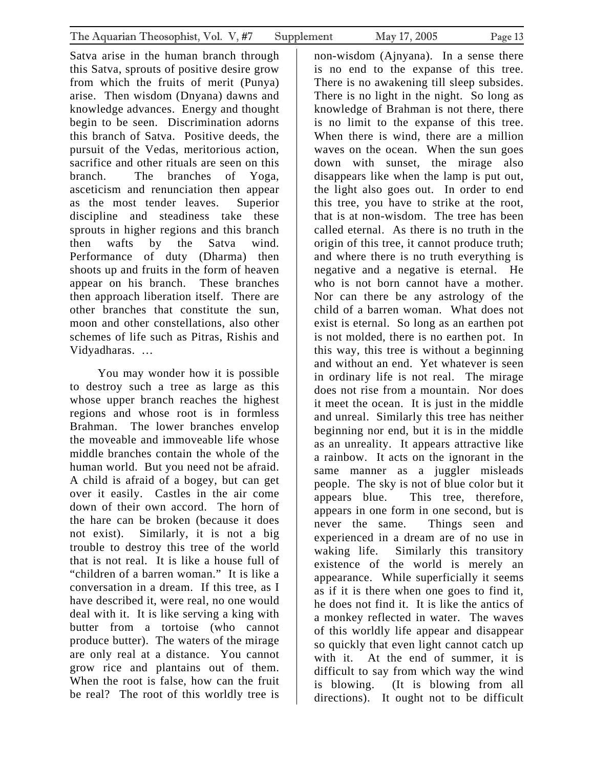Satva arise in the human branch through this Satva, sprouts of positive desire grow from which the fruits of merit (Punya) arise. Then wisdom (Dnyana) dawns and knowledge advances. Energy and thought begin to be seen. Discrimination adorns this branch of Satva. Positive deeds, the pursuit of the Vedas, meritorious action, sacrifice and other rituals are seen on this branch. The branches of Yoga, asceticism and renunciation then appear as the most tender leaves. Superior discipline and steadiness take these sprouts in higher regions and this branch then wafts by the Satva wind. Performance of duty (Dharma) then shoots up and fruits in the form of heaven appear on his branch. These branches then approach liberation itself. There are other branches that constitute the sun, moon and other constellations, also other schemes of life such as Pitras, Rishis and Vidyadharas. …

You may wonder how it is possible to destroy such a tree as large as this whose upper branch reaches the highest regions and whose root is in formless Brahman. The lower branches envelop the moveable and immoveable life whose middle branches contain the whole of the human world. But you need not be afraid. A child is afraid of a bogey, but can get over it easily. Castles in the air come down of their own accord. The horn of the hare can be broken (because it does not exist). Similarly, it is not a big trouble to destroy this tree of the world that is not real. It is like a house full of "children of a barren woman." It is like a conversation in a dream. If this tree, as I have described it, were real, no one would deal with it. It is like serving a king with butter from a tortoise (who cannot produce butter). The waters of the mirage are only real at a distance. You cannot grow rice and plantains out of them. When the root is false, how can the fruit be real? The root of this worldly tree is non-wisdom (Ajnyana). In a sense there is no end to the expanse of this tree. There is no awakening till sleep subsides. There is no light in the night. So long as knowledge of Brahman is not there, there is no limit to the expanse of this tree. When there is wind, there are a million waves on the ocean. When the sun goes down with sunset, the mirage also disappears like when the lamp is put out, the light also goes out. In order to end this tree, you have to strike at the root, that is at non-wisdom. The tree has been called eternal. As there is no truth in the origin of this tree, it cannot produce truth; and where there is no truth everything is negative and a negative is eternal. He who is not born cannot have a mother. Nor can there be any astrology of the child of a barren woman. What does not exist is eternal. So long as an earthen pot is not molded, there is no earthen pot. In this way, this tree is without a beginning and without an end. Yet whatever is seen in ordinary life is not real. The mirage does not rise from a mountain. Nor does it meet the ocean. It is just in the middle and unreal. Similarly this tree has neither beginning nor end, but it is in the middle as an unreality. It appears attractive like a rainbow. It acts on the ignorant in the same manner as a juggler misleads people. The sky is not of blue color but it appears blue. This tree, therefore, appears in one form in one second, but is never the same. Things seen and experienced in a dream are of no use in waking life. Similarly this transitory existence of the world is merely an appearance. While superficially it seems as if it is there when one goes to find it, he does not find it. It is like the antics of a monkey reflected in water. The waves of this worldly life appear and disappear so quickly that even light cannot catch up with it. At the end of summer, it is difficult to say from which way the wind is blowing. (It is blowing from all directions). It ought not to be difficult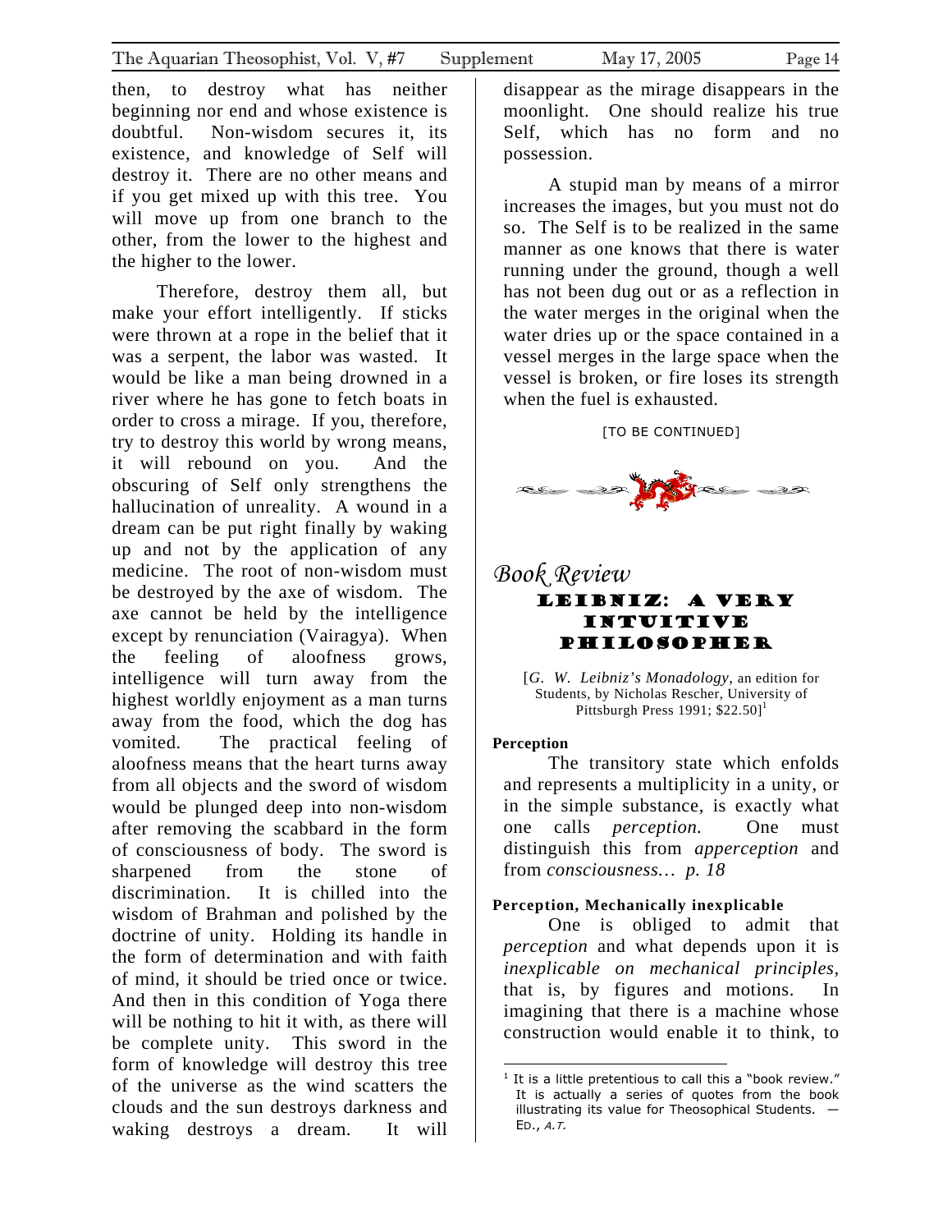then, to destroy what has neither beginning nor end and whose existence is doubtful. Non-wisdom secures it, its existence, and knowledge of Self will destroy it. There are no other means and if you get mixed up with this tree. You will move up from one branch to the other, from the lower to the highest and the higher to the lower.

Therefore, destroy them all, but make your effort intelligently. If sticks were thrown at a rope in the belief that it was a serpent, the labor was wasted. It would be like a man being drowned in a river where he has gone to fetch boats in order to cross a mirage. If you, therefore, try to destroy this world by wrong means, it will rebound on you. And the obscuring of Self only strengthens the hallucination of unreality. A wound in a dream can be put right finally by waking up and not by the application of any medicine. The root of non-wisdom must be destroyed by the axe of wisdom. The axe cannot be held by the intelligence except by renunciation (Vairagya). When the feeling of aloofness grows, intelligence will turn away from the highest worldly enjoyment as a man turns away from the food, which the dog has vomited. The practical feeling of aloofness means that the heart turns away from all objects and the sword of wisdom would be plunged deep into non-wisdom after removing the scabbard in the form of consciousness of body. The sword is sharpened from the stone of discrimination. It is chilled into the wisdom of Brahman and polished by the doctrine of unity. Holding its handle in the form of determination and with faith of mind, it should be tried once or twice. And then in this condition of Yoga there will be nothing to hit it with, as there will be complete unity. This sword in the form of knowledge will destroy this tree of the universe as the wind scatters the clouds and the sun destroys darkness and waking destroys a dream. It will disappear as the mirage disappears in the moonlight. One should realize his true Self, which has no form and no possession.

A stupid man by means of a mirror increases the images, but you must not do so. The Self is to be realized in the same manner as one knows that there is water running under the ground, though a well has not been dug out or as a reflection in the water merges in the original when the water dries up or the space contained in a vessel merges in the large space when the vessel is broken, or fire loses its strength when the fuel is exhausted.

[TO BE CONTINUED]

## *Book Review*

# LEIBNIZ: A VERY INTUITIVE PHILOSOPHER

[*G. W. Leibniz's Monadology*, an edition for Students, by Nicholas Rescher, University of Pittsburgh Press 1991; $22.50][1]

**Perception**

The transitory state which enfolds and represents a multiplicity in a unity, or in the simple substance, is exactly what one calls *perception.* One must distinguish this from *apperception* and from *consciousness… p. 18*

**Perception, Mechanically inexplicable**

One is obliged to admit that *perception* and what depends upon it is *inexplicable on mechanical principles,* that is, by figures and motions. In imagining that there is a machine whose construction would enable it to think, to

---

[1] It is a little pretentious to call this a "book review." It is actually a series of quotes from the book illustrating its value for Theosophical Students. — ED., *A.T.*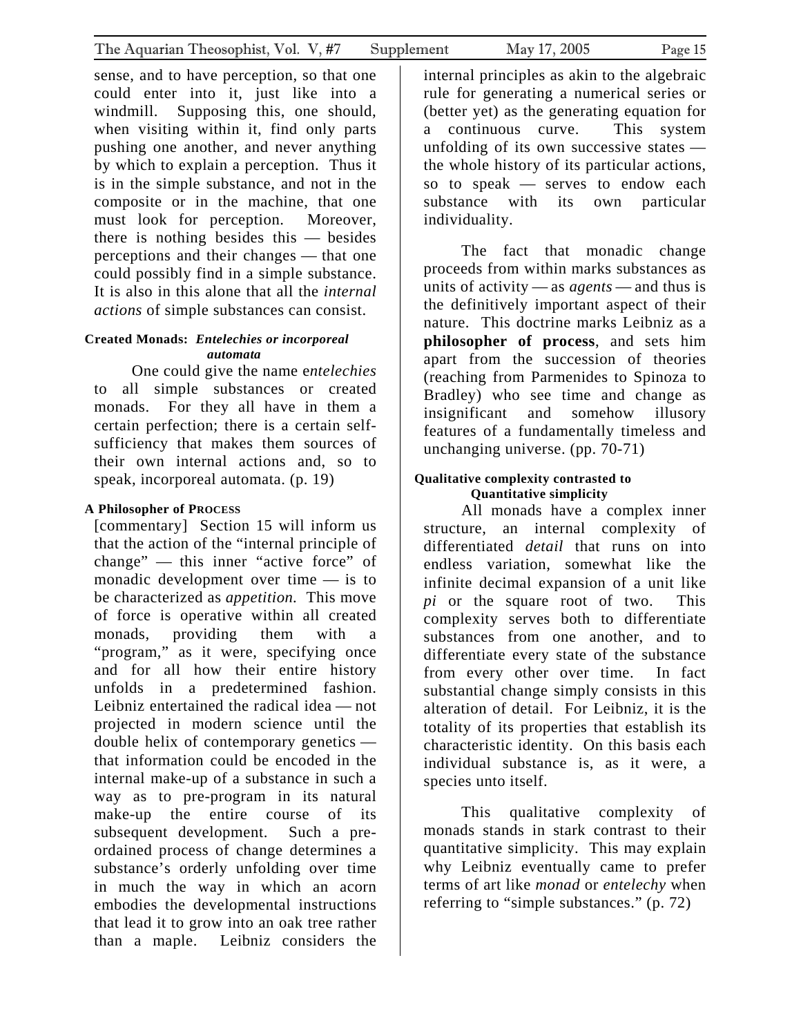sense, and to have perception, so that one could enter into it, just like into a windmill. Supposing this, one should, when visiting within it, find only parts pushing one another, and never anything by which to explain a perception. Thus it is in the simple substance, and not in the composite or in the machine, that one must look for perception. Moreover, there is nothing besides this — besides perceptions and their changes — that one could possibly find in a simple substance. It is also in this alone that all the *internal actions* of simple substances can consist.

#### Created Monads: *Entelechies or incorporeal automata*

One could give the name e*ntelechies* to all simple substances or created monads. For they all have in them a certain perfection; there is a certain self-sufficiency that makes them sources of their own internal actions and, so to speak, incorporeal automata. (p. 19)

#### A Philosopher of PROCESS

[commentary] Section 15 will inform us that the action of the "internal principle of change" — this inner "active force" of monadic development over time — is to be characterized as *appetition.* This move of force is operative within all created monads, providing them with a "program," as it were, specifying once and for all how their entire history unfolds in a predetermined fashion. Leibniz entertained the radical idea — not projected in modern science until the double helix of contemporary genetics — that information could be encoded in the internal make-up of a substance in such a way as to pre-program in its natural make-up the entire course of its subsequent development. Such a pre-ordained process of change determines a substance's orderly unfolding over time in much the way in which an acorn embodies the developmental instructions that lead it to grow into an oak tree rather than a maple. Leibniz considers the internal principles as akin to the algebraic rule for generating a numerical series or (better yet) as the generating equation for a continuous curve. This system unfolding of its own successive states — the whole history of its particular actions, so to speak — serves to endow each substance with its own particular individuality.

The fact that monadic change proceeds from within marks substances as units of activity — as *agents* — and thus is the definitively important aspect of their nature. This doctrine marks Leibniz as a **philosopher of process**, and sets him apart from the succession of theories (reaching from Parmenides to Spinoza to Bradley) who see time and change as insignificant and somehow illusory features of a fundamentally timeless and unchanging universe. (pp. 70-71)

#### Qualitative complexity contrasted to Quantitative simplicity

All monads have a complex inner structure, an internal complexity of differentiated *detail* that runs on into endless variation, somewhat like the infinite decimal expansion of a unit like *pi* or the square root of two. This complexity serves both to differentiate substances from one another, and to differentiate every state of the substance from every other over time. In fact substantial change simply consists in this alteration of detail. For Leibniz, it is the totality of its properties that establish its characteristic identity. On this basis each individual substance is, as it were, a species unto itself.

This qualitative complexity of monads stands in stark contrast to their quantitative simplicity. This may explain why Leibniz eventually came to prefer terms of art like *monad* or *entelechy* when referring to "simple substances." (p. 72)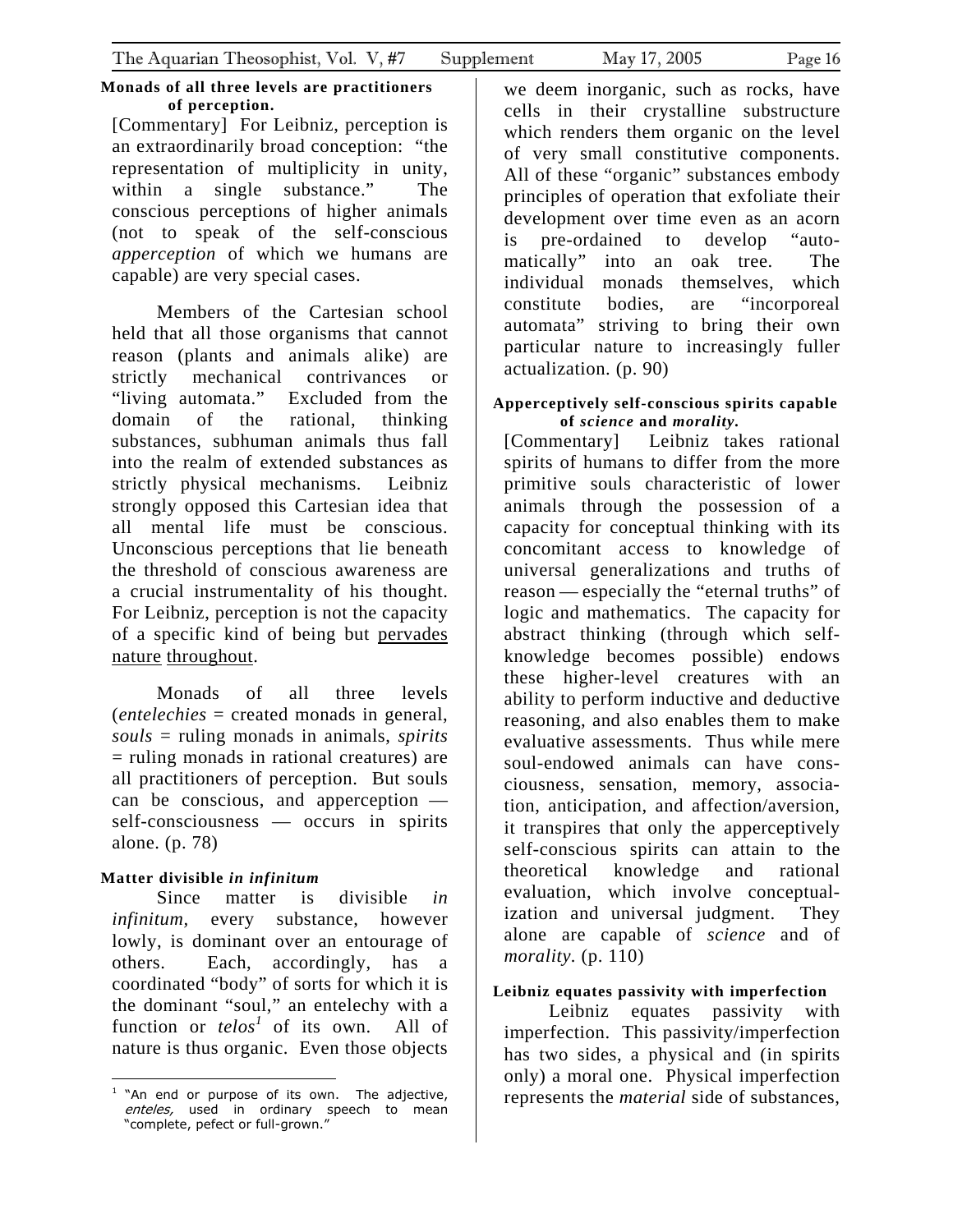**Monads of all three levels are practitioners of perception.**

[Commentary] For Leibniz, perception is an extraordinarily broad conception: "the representation of multiplicity in unity, within a single substance." The conscious perceptions of higher animals (not to speak of the self-conscious *apperception* of which we humans are capable) are very special cases.

Members of the Cartesian school held that all those organisms that cannot reason (plants and animals alike) are strictly mechanical contrivances or "living automata." Excluded from the domain of the rational, thinking substances, subhuman animals thus fall into the realm of extended substances as strictly physical mechanisms. Leibniz strongly opposed this Cartesian idea that all mental life must be conscious. Unconscious perceptions that lie beneath the threshold of conscious awareness are a crucial instrumentality of his thought. For Leibniz, perception is not the capacity of a specific kind of being but <u>pervades nature throughout</u>.

Monads of all three levels (*entelechies* = created monads in general, *souls* = ruling monads in animals, *spirits* = ruling monads in rational creatures) are all practitioners of perception. But souls can be conscious, and apperception — self-consciousness — occurs in spirits alone. (p. 78)

**Matter divisible *in infinitum***

Since matter is divisible *in infinitum*, every substance, however lowly, is dominant over an entourage of others. Each, accordingly, has a coordinated "body" of sorts for which it is the dominant "soul," an entelechy with a function or *telos*[1] of its own. All of nature is thus organic. Even those objects we deem inorganic, such as rocks, have cells in their crystalline substructure which renders them organic on the level of very small constitutive components. All of these "organic" substances embody principles of operation that exfoliate their development over time even as an acorn is pre-ordained to develop "automatically" into an oak tree. The individual monads themselves, which constitute bodies, are "incorporeal automata" striving to bring their own particular nature to increasingly fuller actualization. (p. 90)

**Apperceptively self-conscious spirits capable of *science* and *morality*.**

[Commentary] Leibniz takes rational spirits of humans to differ from the more primitive souls characteristic of lower animals through the possession of a capacity for conceptual thinking with its concomitant access to knowledge of universal generalizations and truths of reason — especially the "eternal truths" of logic and mathematics. The capacity for abstract thinking (through which self-knowledge becomes possible) endows these higher-level creatures with an ability to perform inductive and deductive reasoning, and also enables them to make evaluative assessments. Thus while mere soul-endowed animals can have consciousness, sensation, memory, association, anticipation, and affection/aversion, it transpires that only the apperceptively self-conscious spirits can attain to the theoretical knowledge and rational evaluation, which involve conceptualization and universal judgment. They alone are capable of *science* and of *morality*. (p. 110)

**Leibniz equates passivity with imperfection**

Leibniz equates passivity with imperfection. This passivity/imperfection has two sides, a physical and (in spirits only) a moral one. Physical imperfection represents the *material* side of substances,

[1] "An end or purpose of its own. The adjective, *enteles,* used in ordinary speech to mean "complete, pefect or full-grown."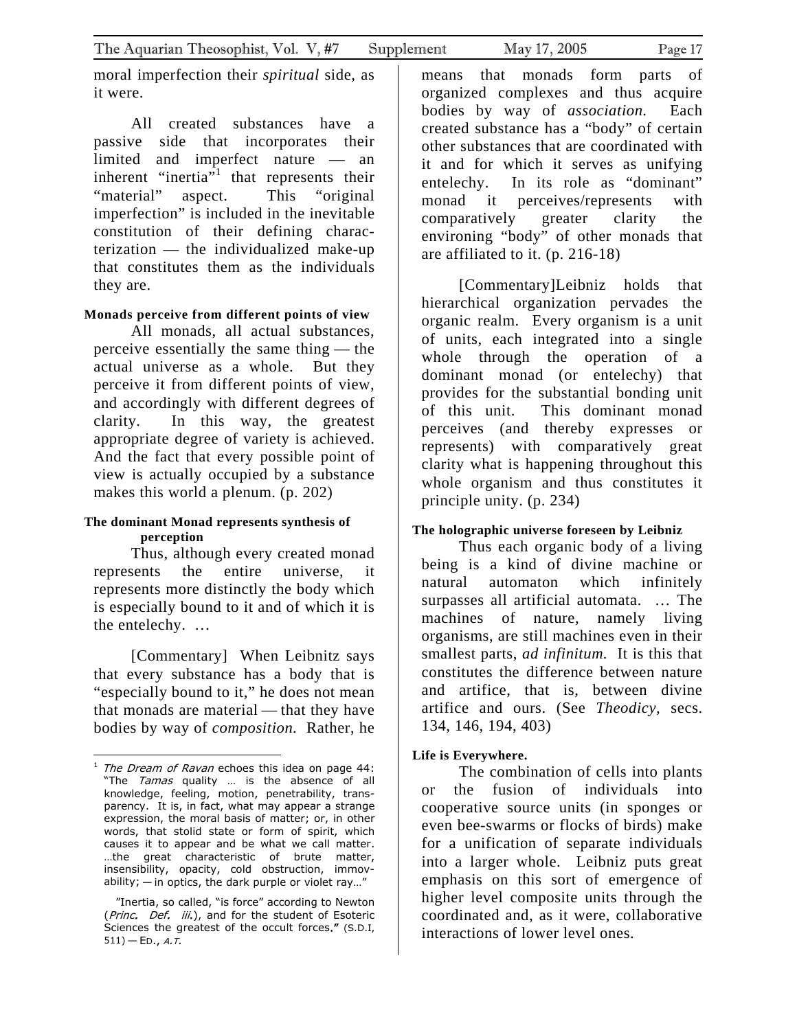moral imperfection their *spiritual* side, as it were.

All created substances have a passive side that incorporates their limited and imperfect nature — an inherent "inertia"[1] that represents their "material" aspect. This "original imperfection" is included in the inevitable constitution of their defining characterization — the individualized make-up that constitutes them as the individuals they are.

**Monads perceive from different points of view**

All monads, all actual substances, perceive essentially the same thing — the actual universe as a whole. But they perceive it from different points of view, and accordingly with different degrees of clarity. In this way, the greatest appropriate degree of variety is achieved. And the fact that every possible point of view is actually occupied by a substance makes this world a plenum. (p. 202)

**The dominant Monad represents synthesis of perception**

Thus, although every created monad represents the entire universe, it represents more distinctly the body which is especially bound to it and of which it is the entelechy. …

[Commentary] When Leibnitz says that every substance has a body that is "especially bound to it," he does not mean that monads are material — that they have bodies by way of *composition.* Rather, he means that monads form parts of organized complexes and thus acquire bodies by way of *association.* Each created substance has a "body" of certain other substances that are coordinated with it and for which it serves as unifying entelechy. In its role as "dominant" monad it perceives/represents with comparatively greater clarity the environing "body" of other monads that are affiliated to it. (p. 216-18)

[Commentary]Leibniz holds that hierarchical organization pervades the organic realm. Every organism is a unit of units, each integrated into a single whole through the operation of a dominant monad (or entelechy) that provides for the substantial bonding unit of this unit. This dominant monad perceives (and thereby expresses or represents) with comparatively great clarity what is happening throughout this whole organism and thus constitutes it principle unity. (p. 234)

**The holographic universe foreseen by Leibniz**

Thus each organic body of a living being is a kind of divine machine or natural automaton which infinitely surpasses all artificial automata. … The machines of nature, namely living organisms, are still machines even in their smallest parts, *ad infinitum.* It is this that constitutes the difference between nature and artifice, that is, between divine artifice and ours. (See *Theodicy*, secs. 134, 146, 194, 403)

**Life is Everywhere.**

The combination of cells into plants or the fusion of individuals into cooperative source units (in sponges or even bee-swarms or flocks of birds) make for a unification of separate individuals into a larger whole. Leibniz puts great emphasis on this sort of emergence of higher level composite units through the coordinated and, as it were, collaborative interactions of lower level ones.

---

[1] *The Dream of Ravan* echoes this idea on page 44: "The *Tamas* quality … is the absence of all knowledge, feeling, motion, penetrability, transparency. It is, in fact, what may appear a strange expression, the moral basis of matter; or, in other words, that stolid state or form of spirit, which causes it to appear and be what we call matter. …the great characteristic of brute matter, insensibility, opacity, cold obstruction, immovability; — in optics, the dark purple or violet ray…"

"Inertia, so called, "is force" according to Newton (*Princ. Def. iii.*), and for the student of Esoteric Sciences the greatest of the occult forces." (S.D.I, 511) — ED., *A.T.*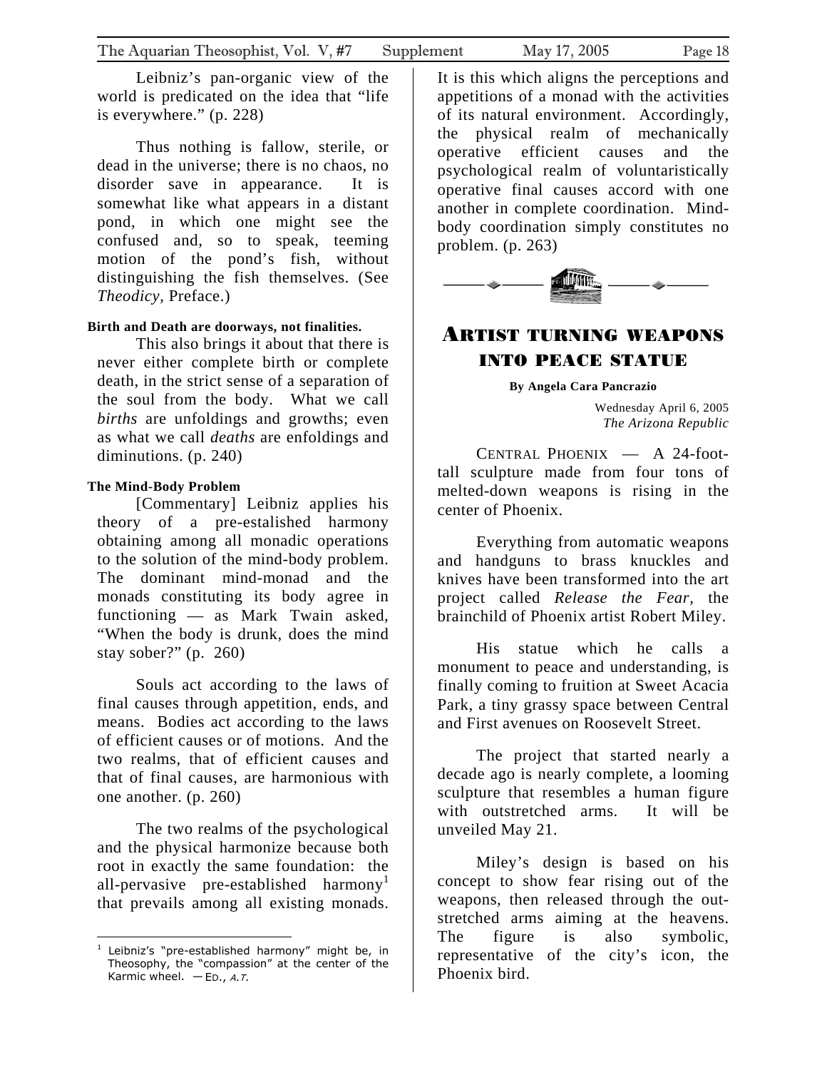Leibniz's pan-organic view of the world is predicated on the idea that "life is everywhere." (p. 228)

Thus nothing is fallow, sterile, or dead in the universe; there is no chaos, no disorder save in appearance. It is somewhat like what appears in a distant pond, in which one might see the confused and, so to speak, teeming motion of the pond's fish, without distinguishing the fish themselves. (See *Theodicy,* Preface.)

**Birth and Death are doorways, not finalities.**

This also brings it about that there is never either complete birth or complete death, in the strict sense of a separation of the soul from the body. What we call *births* are unfoldings and growths; even as what we call *deaths* are enfoldings and diminutions. (p. 240)

**The Mind-Body Problem**

[Commentary] Leibniz applies his theory of a pre-estalished harmony obtaining among all monadic operations to the solution of the mind-body problem. The dominant mind-monad and the monads constituting its body agree in functioning — as Mark Twain asked, "When the body is drunk, does the mind stay sober?" (p. 260)

Souls act according to the laws of final causes through appetition, ends, and means. Bodies act according to the laws of efficient causes or of motions. And the two realms, that of efficient causes and that of final causes, are harmonious with one another. (p. 260)

The two realms of the psychological and the physical harmonize because both root in exactly the same foundation: the all-pervasive pre-established harmony[1] that prevails among all existing monads. It is this which aligns the perceptions and appetitions of a monad with the activities of its natural environment. Accordingly, the physical realm of mechanically operative efficient causes and the psychological realm of voluntaristically operative final causes accord with one another in complete coordination. Mind-body coordination simply constitutes no problem. (p. 263)

[1] Leibniz's "pre-established harmony" might be, in Theosophy, the "compassion" at the center of the Karmic wheel. —ED., *A.T.*

# Artist turning weapons into peace statue

**By Angela Cara Pancrazio**

Wednesday April 6, 2005
*The Arizona Republic*

CENTRAL PHOENIX — A 24-foot-tall sculpture made from four tons of melted-down weapons is rising in the center of Phoenix.

Everything from automatic weapons and handguns to brass knuckles and knives have been transformed into the art project called *Release the Fear,* the brainchild of Phoenix artist Robert Miley.

His statue which he calls a monument to peace and understanding, is finally coming to fruition at Sweet Acacia Park, a tiny grassy space between Central and First avenues on Roosevelt Street.

The project that started nearly a decade ago is nearly complete, a looming sculpture that resembles a human figure with outstretched arms. It will be unveiled May 21.

Miley's design is based on his concept to show fear rising out of the weapons, then released through the outstretched arms aiming at the heavens. The figure is also symbolic, representative of the city's icon, the Phoenix bird.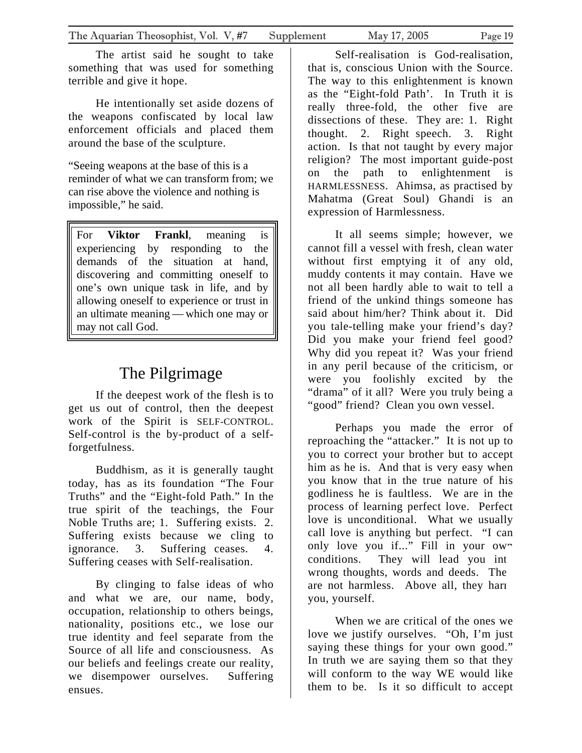The artist said he sought to take something that was used for something terrible and give it hope.

He intentionally set aside dozens of the weapons confiscated by local law enforcement officials and placed them around the base of the sculpture.

"Seeing weapons at the base of this is a reminder of what we can transform from; we can rise above the violence and nothing is impossible," he said.

> For **Viktor Frankl**, meaning is experiencing by responding to the demands of the situation at hand, discovering and committing oneself to one's own unique task in life, and by allowing oneself to experience or trust in an ultimate meaning — which one may or may not call God.

# The Pilgrimage

If the deepest work of the flesh is to get us out of control, then the deepest work of the Spirit is SELF-CONTROL. Self-control is the by-product of a self-forgetfulness.

Buddhism, as it is generally taught today, has as its foundation "The Four Truths" and the "Eight-fold Path." In the true spirit of the teachings, the Four Noble Truths are; 1. Suffering exists. 2. Suffering exists because we cling to ignorance. 3. Suffering ceases. 4. Suffering ceases with Self-realisation.

By clinging to false ideas of who and what we are, our name, body, occupation, relationship to others beings, nationality, positions etc., we lose our true identity and feel separate from the Source of all life and consciousness. As our beliefs and feelings create our reality, we disempower ourselves. Suffering ensues.

Self-realisation is God-realisation, that is, conscious Union with the Source. The way to this enlightenment is known as the "Eight-fold Path'. In Truth it is really three-fold, the other five are dissections of these. They are: 1. Right thought. 2. Right speech. 3. Right action. Is that not taught by every major religion? The most important guide-post on the path to enlightenment is HARMLESSNESS. Ahimsa, as practised by Mahatma (Great Soul) Ghandi is an expression of Harmlessness.

It all seems simple; however, we cannot fill a vessel with fresh, clean water without first emptying it of any old, muddy contents it may contain. Have we not all been hardly able to wait to tell a friend of the unkind things someone has said about him/her? Think about it. Did you tale-telling make your friend's day? Did you make your friend feel good? Why did you repeat it? Was your friend in any peril because of the criticism, or were you foolishly excited by the "drama" of it all? Were you truly being a "good" friend? Clean you own vessel.

Perhaps you made the error of reproaching the "attacker." It is not up to you to correct your brother but to accept him as he is. And that is very easy when you know that in the true nature of his godliness he is faultless. We are in the process of learning perfect love. Perfect love is unconditional. What we usually call love is anything but perfect. "I can only love you if..." Fill in your own conditions. They will lead you into wrong thoughts, words and deeds. They are not harmless. Above all, they harm you, yourself.

When we are critical of the ones we love we justify ourselves. "Oh, I'm just saying these things for your own good." In truth we are saying them so that they will conform to the way WE would like them to be. Is it so difficult to accept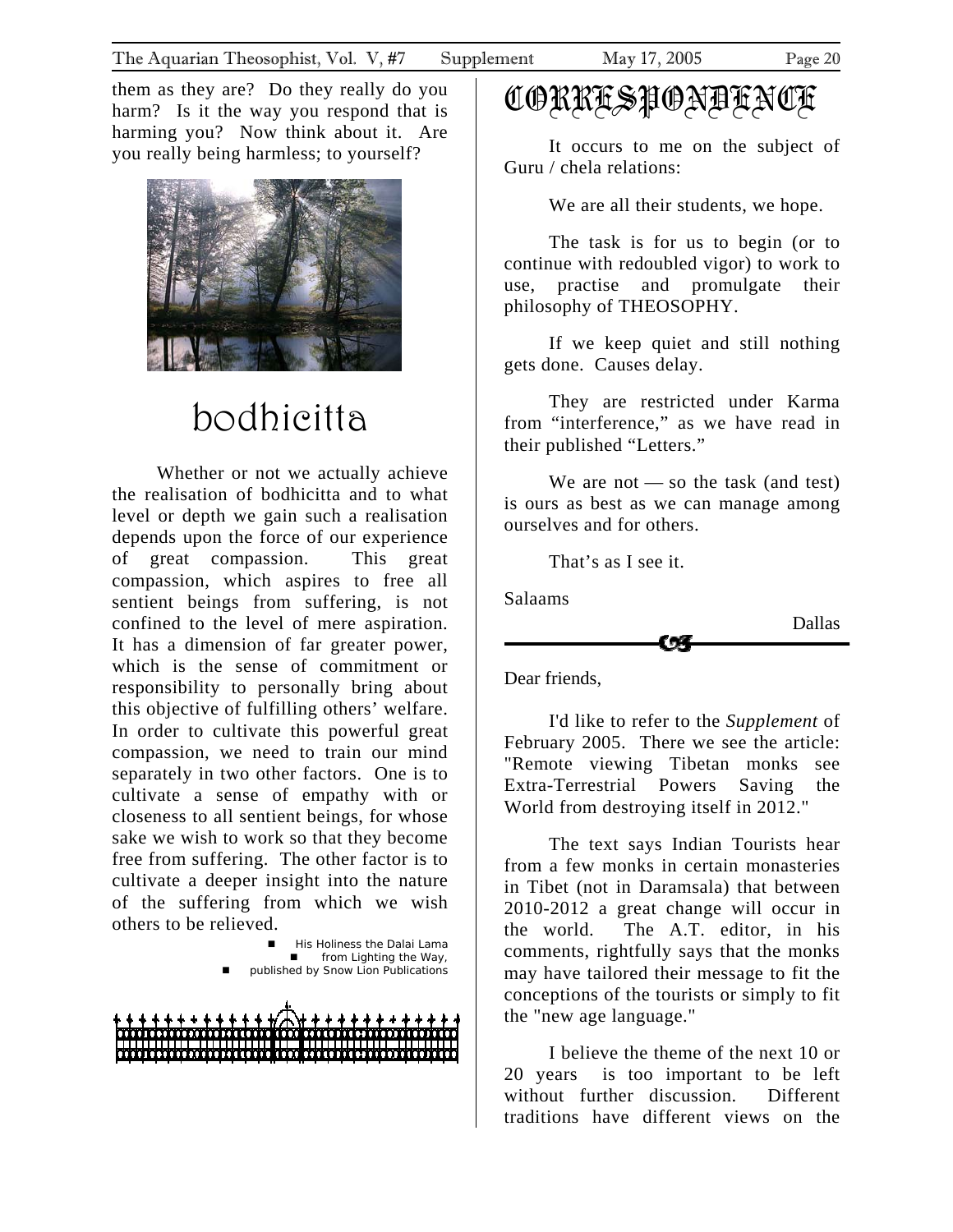them as they are? Do they really do you harm? Is it the way you respond that is harming you? Now think about it. Are you really being harmless; to yourself?

# bodhicitta

Whether or not we actually achieve the realisation of bodhicitta and to what level or depth we gain such a realisation depends upon the force of our experience of great compassion. This great compassion, which aspires to free all sentient beings from suffering, is not confined to the level of mere aspiration. It has a dimension of far greater power, which is the sense of commitment or responsibility to personally bring about this objective of fulfilling others' welfare. In order to cultivate this powerful great compassion, we need to train our mind separately in two other factors. One is to cultivate a sense of empathy with or closeness to all sentient beings, for whose sake we wish to work so that they become free from suffering. The other factor is to cultivate a deeper insight into the nature of the suffering from which we wish others to be relieved.

- His Holiness the Dalai Lama
- from Lighting the Way,
- published by Snow Lion Publications

# CORRESPONDENCE

It occurs to me on the subject of Guru / chela relations:

We are all their students, we hope.

The task is for us to begin (or to continue with redoubled vigor) to work to use, practise and promulgate their philosophy of THEOSOPHY.

If we keep quiet and still nothing gets done. Causes delay.

They are restricted under Karma from "interference," as we have read in their published "Letters."

We are not — so the task (and test) is ours as best as we can manage among ourselves and for others.

That's as I see it.

Salaams

Dallas

---

Dear friends,

I'd like to refer to the *Supplement* of February 2005. There we see the article: "Remote viewing Tibetan monks see Extra-Terrestrial Powers Saving the World from destroying itself in 2012."

The text says Indian Tourists hear from a few monks in certain monasteries in Tibet (not in Daramsala) that between 2010-2012 a great change will occur in the world. The A.T. editor, in his comments, rightfully says that the monks may have tailored their message to fit the conceptions of the tourists or simply to fit the "new age language."

I believe the theme of the next 10 or 20 years is too important to be left without further discussion. Different traditions have different views on the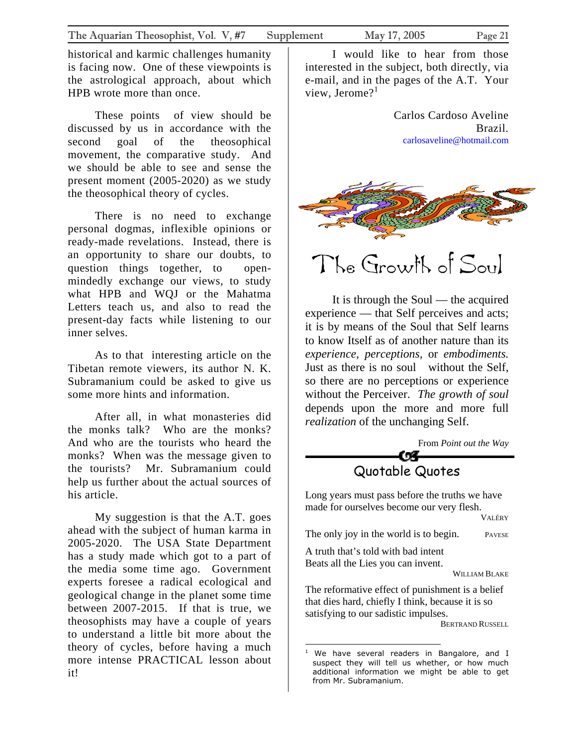historical and karmic challenges humanity is facing now. One of these viewpoints is the astrological approach, about which HPB wrote more than once.

These points of view should be discussed by us in accordance with the second goal of the theosophical movement, the comparative study. And we should be able to see and sense the present moment (2005-2020) as we study the theosophical theory of cycles.

There is no need to exchange personal dogmas, inflexible opinions or ready-made revelations. Instead, there is an opportunity to share our doubts, to question things together, to open-mindedly exchange our views, to study what HPB and WQJ or the Mahatma Letters teach us, and also to read the present-day facts while listening to our inner selves.

As to that interesting article on the Tibetan remote viewers, its author N. K. Subramanium could be asked to give us some more hints and information.

After all, in what monasteries did the monks talk? Who are the monks? And who are the tourists who heard the monks? When was the message given to the tourists? Mr. Subramanium could help us further about the actual sources of his article.

My suggestion is that the A.T. goes ahead with the subject of human karma in 2005-2020. The USA State Department has a study made which got to a part of the media some time ago. Government experts foresee a radical ecological and geological change in the planet some time between 2007-2015. If that is true, we theosophists may have a couple of years to understand a little bit more about the theory of cycles, before having a much more intense PRACTICAL lesson about it!

I would like to hear from those interested in the subject, both directly, via e-mail, and in the pages of the A.T. Your view, Jerome?[1]

Carlos Cardoso Aveline
Brazil.
carlosaveline@hotmail.com

# The Growth of Soul

It is through the Soul — the acquired experience — that Self perceives and acts; it is by means of the Soul that Self learns to know Itself as of another nature than its *experience*, *perceptions,* or *embodiments.* Just as there is no soul without the Self, so there are no perceptions or experience without the Perceiver. *The growth of soul* depends upon the more and more full *realization* of the unchanging Self.

From *Point out the Way*

## Quotable Quotes

Long years must pass before the truths we have made for ourselves become our very flesh.
VALÉRY

The only joy in the world is to begin. PAVESE

A truth that's told with bad intent
Beats all the Lies you can invent.
WILLIAM BLAKE

The reformative effect of punishment is a belief that dies hard, chiefly I think, because it is so satisfying to our sadistic impulses.
BERTRAND RUSSELL

---

[1] We have several readers in Bangalore, and I suspect they will tell us whether, or how much additional information we might be able to get from Mr. Subramanium.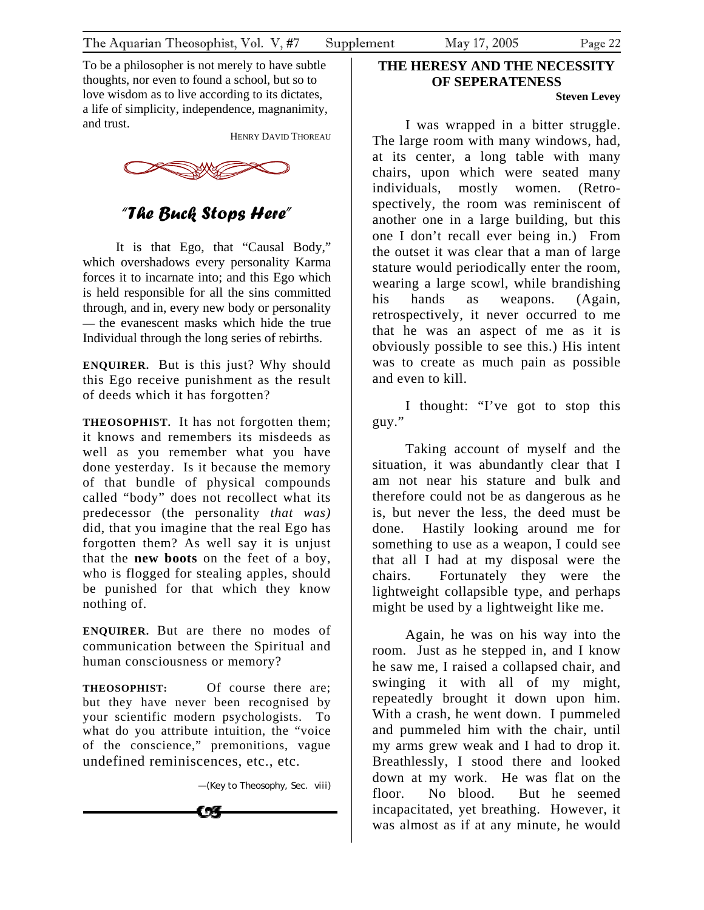To be a philosopher is not merely to have subtle thoughts, nor even to found a school, but so to love wisdom as to live according to its dictates, a life of simplicity, independence, magnanimity, and trust.

HENRY DAVID THOREAU

## *"The Buck Stops Here"*

It is that Ego, that "Causal Body," which overshadows every personality Karma forces it to incarnate into; and this Ego which is held responsible for all the sins committed through, and in, every new body or personality — the evanescent masks which hide the true Individual through the long series of rebirths.

**ENQUIRER.** But is this just? Why should this Ego receive punishment as the result of deeds which it has forgotten?

**THEOSOPHIST.** It has not forgotten them; it knows and remembers its misdeeds as well as you remember what you have done yesterday. Is it because the memory of that bundle of physical compounds called "body" does not recollect what its predecessor (the personality *that was)* did, that you imagine that the real Ego has forgotten them? As well say it is unjust that the **new boots** on the feet of a boy, who is flogged for stealing apples, should be punished for that which they know nothing of.

**ENQUIRER.** But are there no modes of communication between the Spiritual and human consciousness or memory?

**THEOSOPHIST:** Of course there are; but they have never been recognised by your scientific modern psychologists. To what do you attribute intuition, the "voice of the conscience," premonitions, vague undefined reminiscences, etc., etc.

—(Key to Theosophy, Sec. viii)

## THE HERESY AND THE NECESSITY OF SEPERATENESS

**Steven Levey**

I was wrapped in a bitter struggle. The large room with many windows, had, at its center, a long table with many chairs, upon which were seated many individuals, mostly women. (Retrospectively, the room was reminiscent of another one in a large building, but this one I don't recall ever being in.) From the outset it was clear that a man of large stature would periodically enter the room, wearing a large scowl, while brandishing his hands as weapons. (Again, retrospectively, it never occurred to me that he was an aspect of me as it is obviously possible to see this.) His intent was to create as much pain as possible and even to kill.

I thought: "I've got to stop this guy."

Taking account of myself and the situation, it was abundantly clear that I am not near his stature and bulk and therefore could not be as dangerous as he is, but never the less, the deed must be done. Hastily looking around me for something to use as a weapon, I could see that all I had at my disposal were the chairs. Fortunately they were the lightweight collapsible type, and perhaps might be used by a lightweight like me.

Again, he was on his way into the room. Just as he stepped in, and I know he saw me, I raised a collapsed chair, and swinging it with all of my might, repeatedly brought it down upon him. With a crash, he went down. I pummeled and pummeled him with the chair, until my arms grew weak and I had to drop it. Breathlessly, I stood there and looked down at my work. He was flat on the floor. No blood. But he seemed incapacitated, yet breathing. However, it was almost as if at any minute, he would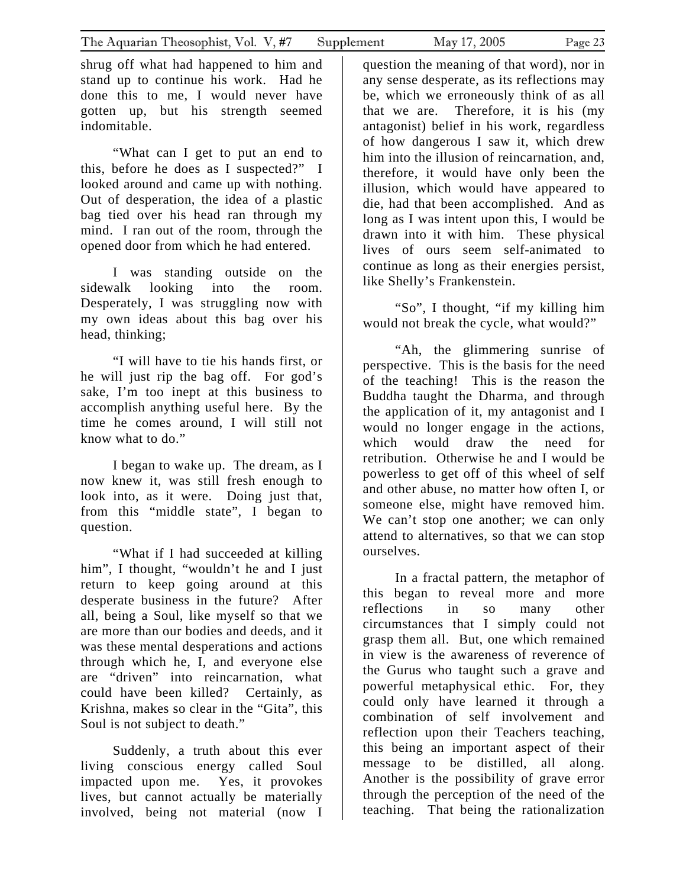shrug off what had happened to him and stand up to continue his work. Had he done this to me, I would never have gotten up, but his strength seemed indomitable.

"What can I get to put an end to this, before he does as I suspected?" I looked around and came up with nothing. Out of desperation, the idea of a plastic bag tied over his head ran through my mind. I ran out of the room, through the opened door from which he had entered.

I was standing outside on the sidewalk looking into the room. Desperately, I was struggling now with my own ideas about this bag over his head, thinking;

"I will have to tie his hands first, or he will just rip the bag off. For god's sake, I'm too inept at this business to accomplish anything useful here. By the time he comes around, I will still not know what to do."

I began to wake up. The dream, as I now knew it, was still fresh enough to look into, as it were. Doing just that, from this "middle state", I began to question.

"What if I had succeeded at killing him", I thought, "wouldn't he and I just return to keep going around at this desperate business in the future? After all, being a Soul, like myself so that we are more than our bodies and deeds, and it was these mental desperations and actions through which he, I, and everyone else are "driven" into reincarnation, what could have been killed? Certainly, as Krishna, makes so clear in the "Gita", this Soul is not subject to death."

Suddenly, a truth about this ever living conscious energy called Soul impacted upon me. Yes, it provokes lives, but cannot actually be materially involved, being not material (now I question the meaning of that word), nor in any sense desperate, as its reflections may be, which we erroneously think of as all that we are. Therefore, it is his (my antagonist) belief in his work, regardless of how dangerous I saw it, which drew him into the illusion of reincarnation, and, therefore, it would have only been the illusion, which would have appeared to die, had that been accomplished. And as long as I was intent upon this, I would be drawn into it with him. These physical lives of ours seem self-animated to continue as long as their energies persist, like Shelly's Frankenstein.

"So", I thought, "if my killing him would not break the cycle, what would?"

"Ah, the glimmering sunrise of perspective. This is the basis for the need of the teaching! This is the reason the Buddha taught the Dharma, and through the application of it, my antagonist and I would no longer engage in the actions, which would draw the need for retribution. Otherwise he and I would be powerless to get off of this wheel of self and other abuse, no matter how often I, or someone else, might have removed him. We can't stop one another; we can only attend to alternatives, so that we can stop ourselves.

In a fractal pattern, the metaphor of this began to reveal more and more reflections in so many other circumstances that I simply could not grasp them all. But, one which remained in view is the awareness of reverence of the Gurus who taught such a grave and powerful metaphysical ethic. For, they could only have learned it through a combination of self involvement and reflection upon their Teachers teaching, this being an important aspect of their message to be distilled, all along. Another is the possibility of grave error through the perception of the need of the teaching. That being the rationalization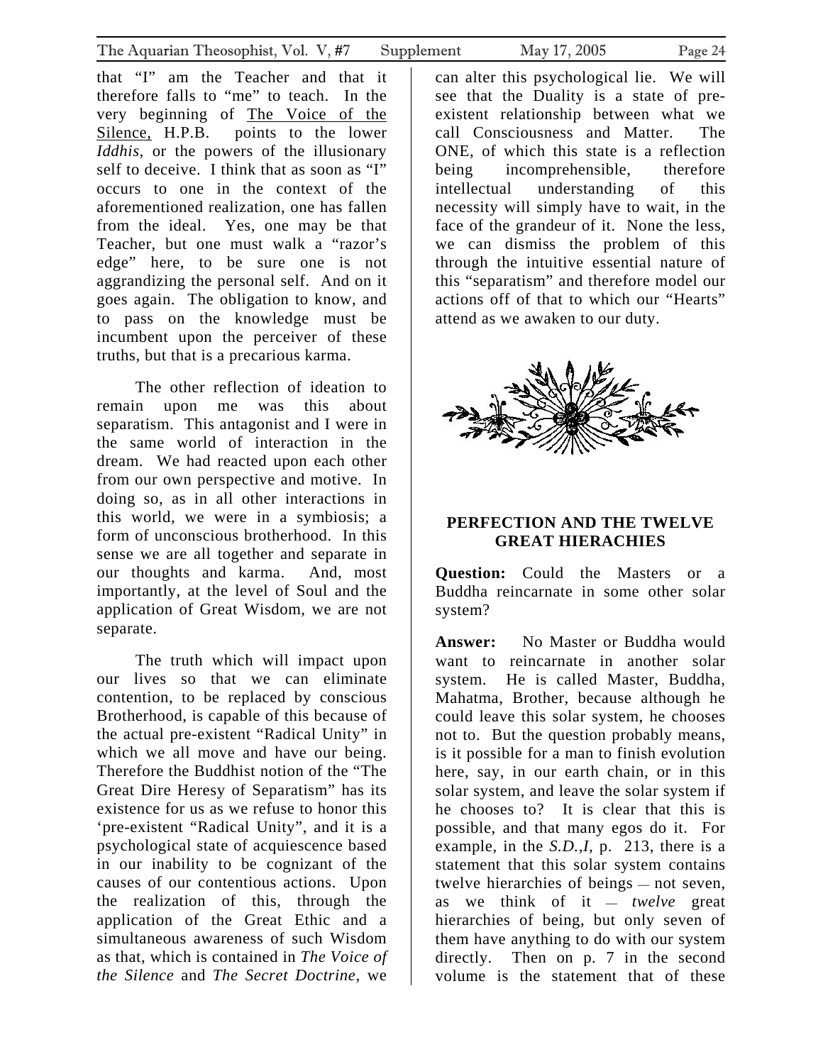that "I" am the Teacher and that it therefore falls to "me" to teach. In the very beginning of The Voice of the Silence, H.P.B. points to the lower *Iddhis*, or the powers of the illusionary self to deceive. I think that as soon as "I" occurs to one in the context of the aforementioned realization, one has fallen from the ideal. Yes, one may be that Teacher, but one must walk a "razor's edge" here, to be sure one is not aggrandizing the personal self. And on it goes again. The obligation to know, and to pass on the knowledge must be incumbent upon the perceiver of these truths, but that is a precarious karma.

The other reflection of ideation to remain upon me was this about separatism. This antagonist and I were in the same world of interaction in the dream. We had reacted upon each other from our own perspective and motive. In doing so, as in all other interactions in this world, we were in a symbiosis; a form of unconscious brotherhood. In this sense we are all together and separate in our thoughts and karma. And, most importantly, at the level of Soul and the application of Great Wisdom, we are not separate.

The truth which will impact upon our lives so that we can eliminate contention, to be replaced by conscious Brotherhood, is capable of this because of the actual pre-existent "Radical Unity" in which we all move and have our being. Therefore the Buddhist notion of the "The Great Dire Heresy of Separatism" has its existence for us as we refuse to honor this 'pre-existent "Radical Unity", and it is a psychological state of acquiescence based in our inability to be cognizant of the causes of our contentious actions. Upon the realization of this, through the application of the Great Ethic and a simultaneous awareness of such Wisdom as that, which is contained in *The Voice of the Silence* and *The Secret Doctrine*, we can alter this psychological lie. We will see that the Duality is a state of pre-existent relationship between what we call Consciousness and Matter. The ONE, of which this state is a reflection being incomprehensible, therefore intellectual understanding of this necessity will simply have to wait, in the face of the grandeur of it. None the less, we can dismiss the problem of this through the intuitive essential nature of this "separatism" and therefore model our actions off of that to which our "Hearts" attend as we awaken to our duty.

## PERFECTION AND THE TWELVE GREAT HIERACHIES

**Question:** Could the Masters or a Buddha reincarnate in some other solar system?

**Answer:** No Master or Buddha would want to reincarnate in another solar system. He is called Master, Buddha, Mahatma, Brother, because although he could leave this solar system, he chooses not to. But the question probably means, is it possible for a man to finish evolution here, say, in our earth chain, or in this solar system, and leave the solar system if he chooses to? It is clear that this is possible, and that many egos do it. For example, in the *S.D.,I,* p. 213, there is a statement that this solar system contains twelve hierarchies of beings — not seven, as we think of it — *twelve* great hierarchies of being, but only seven of them have anything to do with our system directly. Then on p. 7 in the second volume is the statement that of these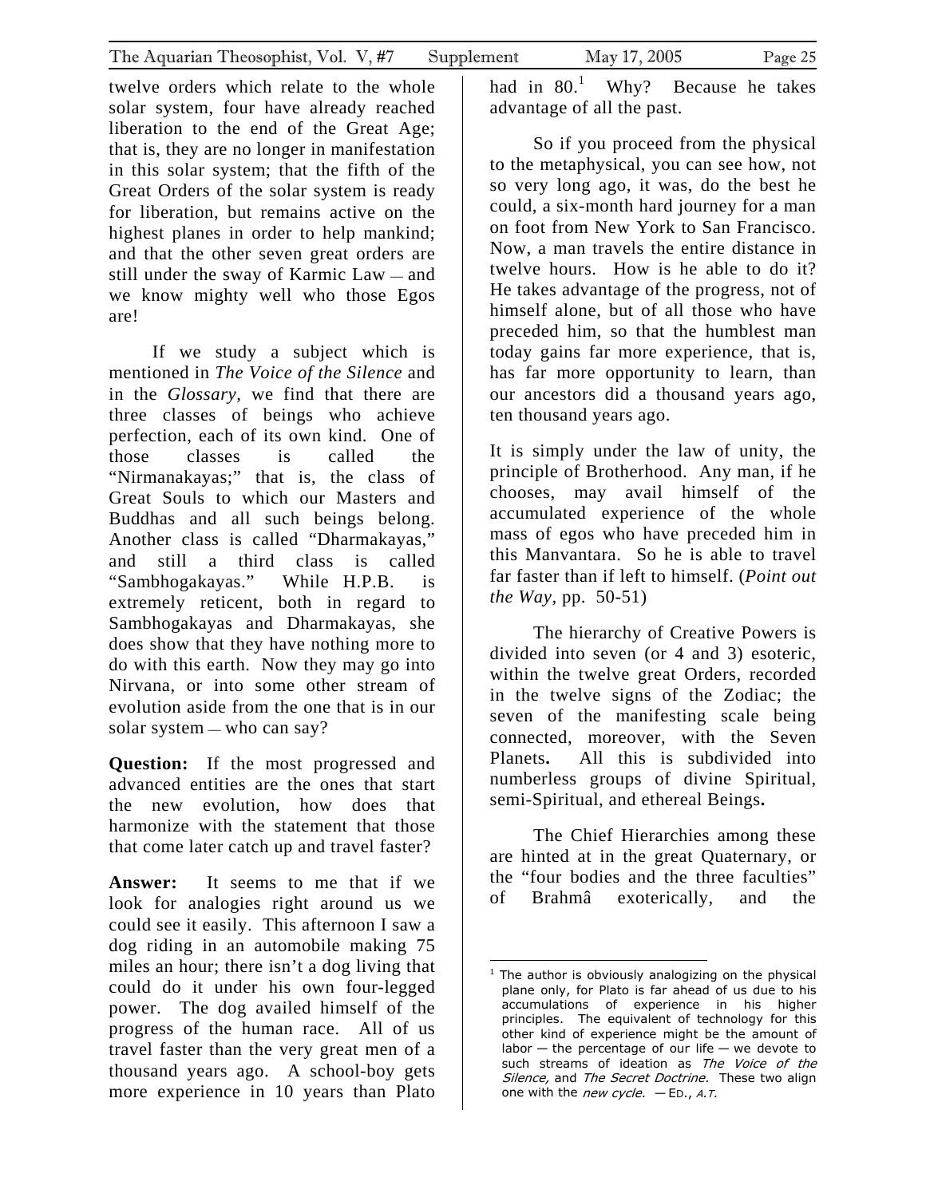twelve orders which relate to the whole solar system, four have already reached liberation to the end of the Great Age; that is, they are no longer in manifestation in this solar system; that the fifth of the Great Orders of the solar system is ready for liberation, but remains active on the highest planes in order to help mankind; and that the other seven great orders are still under the sway of Karmic Law — and we know mighty well who those Egos are!

If we study a subject which is mentioned in *The Voice of the Silence* and in the *Glossary*, we find that there are three classes of beings who achieve perfection, each of its own kind. One of those classes is called the "Nirmanakayas;" that is, the class of Great Souls to which our Masters and Buddhas and all such beings belong. Another class is called "Dharmakayas," and still a third class is called "Sambhogakayas." While H.P.B. is extremely reticent, both in regard to Sambhogakayas and Dharmakayas, she does show that they have nothing more to do with this earth. Now they may go into Nirvana, or into some other stream of evolution aside from the one that is in our solar system — who can say?

**Question:** If the most progressed and advanced entities are the ones that start the new evolution, how does that harmonize with the statement that those that come later catch up and travel faster?

**Answer:** It seems to me that if we look for analogies right around us we could see it easily. This afternoon I saw a dog riding in an automobile making 75 miles an hour; there isn't a dog living that could do it under his own four-legged power. The dog availed himself of the progress of the human race. All of us travel faster than the very great men of a thousand years ago. A school-boy gets more experience in 10 years than Plato had in 80.[1] Why? Because he takes advantage of all the past.

So if you proceed from the physical to the metaphysical, you can see how, not so very long ago, it was, do the best he could, a six-month hard journey for a man on foot from New York to San Francisco. Now, a man travels the entire distance in twelve hours. How is he able to do it? He takes advantage of the progress, not of himself alone, but of all those who have preceded him, so that the humblest man today gains far more experience, that is, has far more opportunity to learn, than our ancestors did a thousand years ago, ten thousand years ago.

It is simply under the law of unity, the principle of Brotherhood. Any man, if he chooses, may avail himself of the accumulated experience of the whole mass of egos who have preceded him in this Manvantara. So he is able to travel far faster than if left to himself. (*Point out the Way*, pp. 50-51)

The hierarchy of Creative Powers is divided into seven (or 4 and 3) esoteric, within the twelve great Orders, recorded in the twelve signs of the Zodiac; the seven of the manifesting scale being connected, moreover, with the Seven Planets**.** All this is subdivided into numberless groups of divine Spiritual, semi-Spiritual, and ethereal Beings**.**

The Chief Hierarchies among these are hinted at in the great Quaternary, or the "four bodies and the three faculties" of Brahmâ exoterically, and the

---

[1] The author is obviously analogizing on the physical plane only, for Plato is far ahead of us due to his accumulations of experience in his higher principles. The equivalent of technology for this other kind of experience might be the amount of labor — the percentage of our life — we devote to such streams of ideation as *The Voice of the Silence,* and *The Secret Doctrine.* These two align one with the *new cycle.* — ED., *A.T.*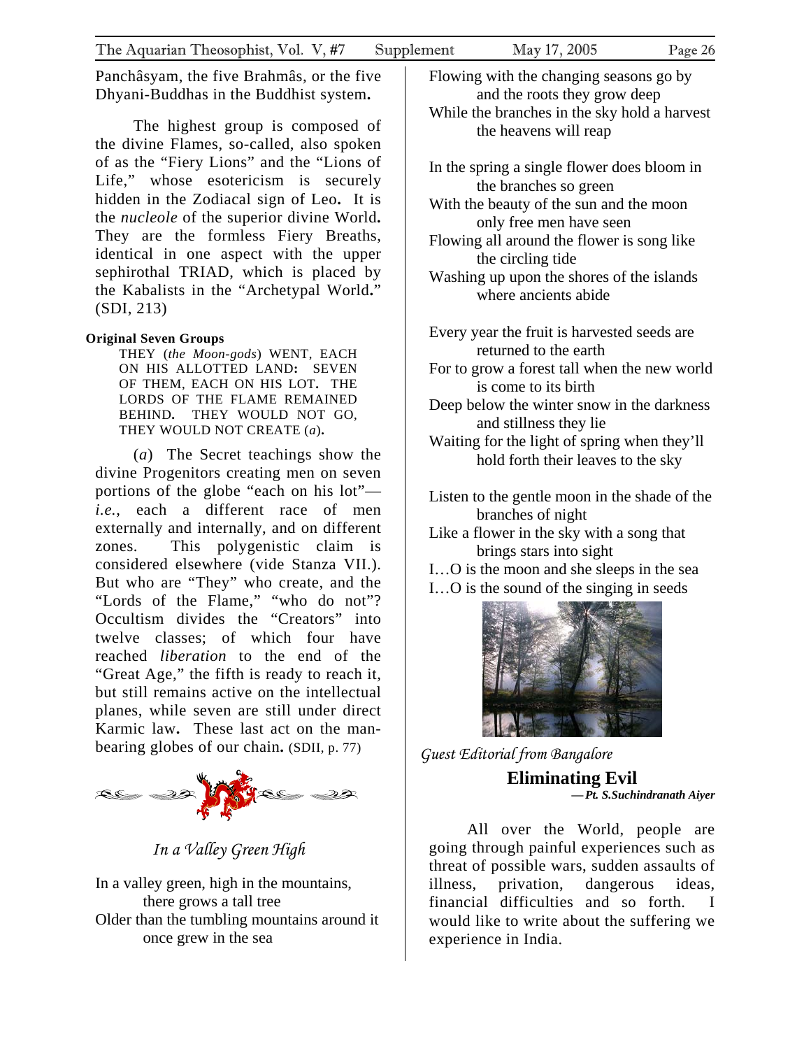Panchâsyam, the five Brahmâs, or the five Dhyani-Buddhas in the Buddhist system.

The highest group is composed of the divine Flames, so-called, also spoken of as the "Fiery Lions" and the "Lions of Life," whose esotericism is securely hidden in the Zodiacal sign of Leo. It is the *nucleole* of the superior divine World. They are the formless Fiery Breaths, identical in one aspect with the upper sephirothal TRIAD, which is placed by the Kabalists in the "Archetypal World." (SDI, 213)

**Original Seven Groups**

THEY (*the Moon-gods*) WENT, EACH ON HIS ALLOTTED LAND: SEVEN OF THEM, EACH ON HIS LOT. THE LORDS OF THE FLAME REMAINED BEHIND. THEY WOULD NOT GO, THEY WOULD NOT CREATE (*a*).

(*a*) The Secret teachings show the divine Progenitors creating men on seven portions of the globe "each on his lot"—*i.e.*, each a different race of men externally and internally, and on different zones. This polygenistic claim is considered elsewhere (vide Stanza VII.). But who are "They" who create, and the "Lords of the Flame," "who do not"? Occultism divides the "Creators" into twelve classes; of which four have reached *liberation* to the end of the "Great Age," the fifth is ready to reach it, but still remains active on the intellectual planes, while seven are still under direct Karmic law. These last act on the man-bearing globes of our chain. (SDII, p. 77)

## *In a Valley Green High*

In a valley green, high in the mountains,
 there grows a tall tree
Older than the tumbling mountains around it
 once grew in the sea
Flowing with the changing seasons go by
 and the roots they grow deep
While the branches in the sky hold a harvest
 the heavens will reap

In the spring a single flower does bloom in
 the branches so green
With the beauty of the sun and the moon
 only free men have seen
Flowing all around the flower is song like
 the circling tide
Washing up upon the shores of the islands
 where ancients abide

Every year the fruit is harvested seeds are
 returned to the earth
For to grow a forest tall when the new world
 is come to its birth
Deep below the winter snow in the darkness
 and stillness they lie
Waiting for the light of spring when they'll
 hold forth their leaves to the sky

Listen to the gentle moon in the shade of the
 branches of night
Like a flower in the sky with a song that
 brings stars into sight
I…O is the moon and she sleeps in the sea
I…O is the sound of the singing in seeds

*Guest Editorial from Bangalore*

## Eliminating Evil

***— Pt. S.Suchindranath Aiyer***

All over the World, people are going through painful experiences such as threat of possible wars, sudden assaults of illness, privation, dangerous ideas, financial difficulties and so forth. I would like to write about the suffering we experience in India.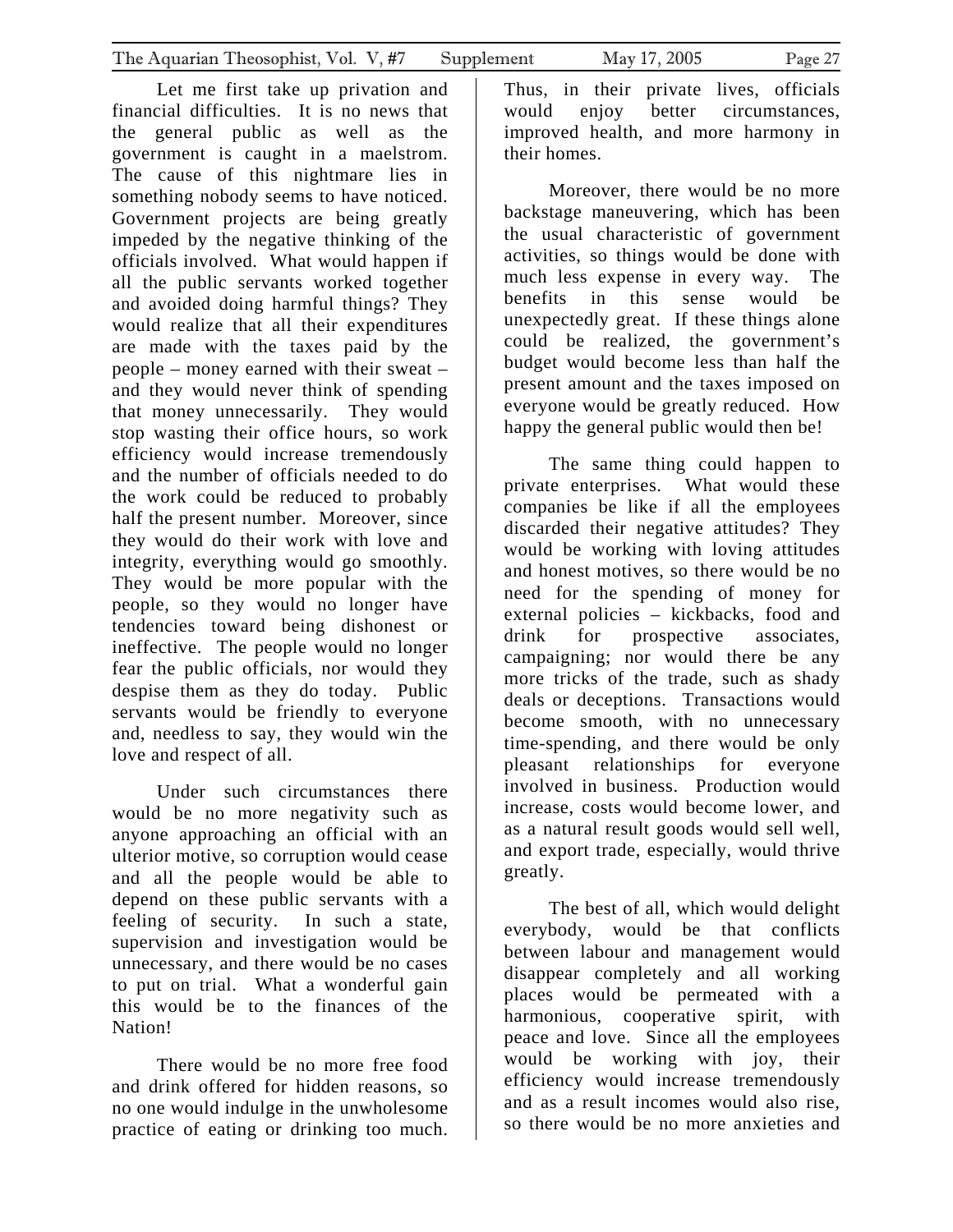Let me first take up privation and financial difficulties. It is no news that the general public as well as the government is caught in a maelstrom. The cause of this nightmare lies in something nobody seems to have noticed. Government projects are being greatly impeded by the negative thinking of the officials involved. What would happen if all the public servants worked together and avoided doing harmful things? They would realize that all their expenditures are made with the taxes paid by the people – money earned with their sweat – and they would never think of spending that money unnecessarily. They would stop wasting their office hours, so work efficiency would increase tremendously and the number of officials needed to do the work could be reduced to probably half the present number. Moreover, since they would do their work with love and integrity, everything would go smoothly. They would be more popular with the people, so they would no longer have tendencies toward being dishonest or ineffective. The people would no longer fear the public officials, nor would they despise them as they do today. Public servants would be friendly to everyone and, needless to say, they would win the love and respect of all.

Under such circumstances there would be no more negativity such as anyone approaching an official with an ulterior motive, so corruption would cease and all the people would be able to depend on these public servants with a feeling of security. In such a state, supervision and investigation would be unnecessary, and there would be no cases to put on trial. What a wonderful gain this would be to the finances of the Nation!

There would be no more free food and drink offered for hidden reasons, so no one would indulge in the unwholesome practice of eating or drinking too much. Thus, in their private lives, officials would enjoy better circumstances, improved health, and more harmony in their homes.

Moreover, there would be no more backstage maneuvering, which has been the usual characteristic of government activities, so things would be done with much less expense in every way. The benefits in this sense would be unexpectedly great. If these things alone could be realized, the government's budget would become less than half the present amount and the taxes imposed on everyone would be greatly reduced. How happy the general public would then be!

The same thing could happen to private enterprises. What would these companies be like if all the employees discarded their negative attitudes? They would be working with loving attitudes and honest motives, so there would be no need for the spending of money for external policies – kickbacks, food and drink for prospective associates, campaigning; nor would there be any more tricks of the trade, such as shady deals or deceptions. Transactions would become smooth, with no unnecessary time-spending, and there would be only pleasant relationships for everyone involved in business. Production would increase, costs would become lower, and as a natural result goods would sell well, and export trade, especially, would thrive greatly.

The best of all, which would delight everybody, would be that conflicts between labour and management would disappear completely and all working places would be permeated with a harmonious, cooperative spirit, with peace and love. Since all the employees would be working with joy, their efficiency would increase tremendously and as a result incomes would also rise, so there would be no more anxieties and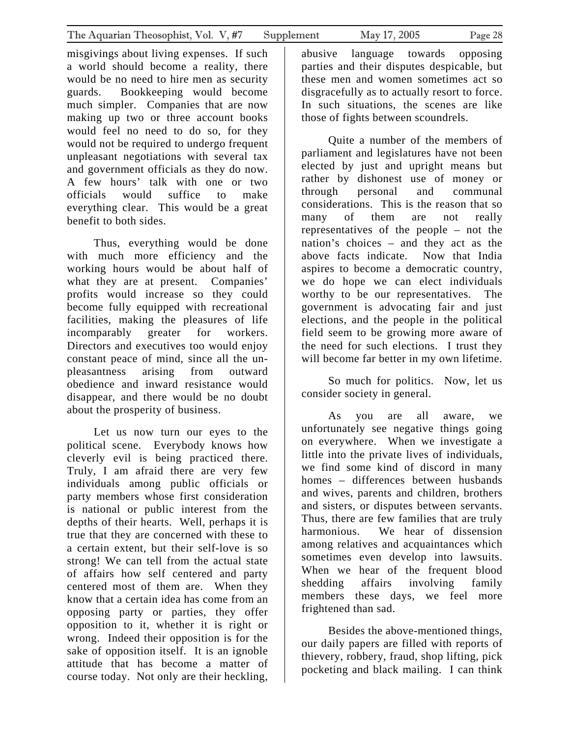misgivings about living expenses. If such a world should become a reality, there would be no need to hire men as security guards. Bookkeeping would become much simpler. Companies that are now making up two or three account books would feel no need to do so, for they would not be required to undergo frequent unpleasant negotiations with several tax and government officials as they do now. A few hours' talk with one or two officials would suffice to make everything clear. This would be a great benefit to both sides.

Thus, everything would be done with much more efficiency and the working hours would be about half of what they are at present. Companies' profits would increase so they could become fully equipped with recreational facilities, making the pleasures of life incomparably greater for workers. Directors and executives too would enjoy constant peace of mind, since all the unpleasantness arising from outward obedience and inward resistance would disappear, and there would be no doubt about the prosperity of business.

Let us now turn our eyes to the political scene. Everybody knows how cleverly evil is being practiced there. Truly, I am afraid there are very few individuals among public officials or party members whose first consideration is national or public interest from the depths of their hearts. Well, perhaps it is true that they are concerned with these to a certain extent, but their self-love is so strong! We can tell from the actual state of affairs how self centered and party centered most of them are. When they know that a certain idea has come from an opposing party or parties, they offer opposition to it, whether it is right or wrong. Indeed their opposition is for the sake of opposition itself. It is an ignoble attitude that has become a matter of course today. Not only are their heckling, abusive language towards opposing parties and their disputes despicable, but these men and women sometimes act so disgracefully as to actually resort to force. In such situations, the scenes are like those of fights between scoundrels.

Quite a number of the members of parliament and legislatures have not been elected by just and upright means but rather by dishonest use of money or through personal and communal considerations. This is the reason that so many of them are not really representatives of the people – not the nation's choices – and they act as the above facts indicate. Now that India aspires to become a democratic country, we do hope we can elect individuals worthy to be our representatives. The government is advocating fair and just elections, and the people in the political field seem to be growing more aware of the need for such elections. I trust they will become far better in my own lifetime.

So much for politics. Now, let us consider society in general.

As you are all aware, we unfortunately see negative things going on everywhere. When we investigate a little into the private lives of individuals, we find some kind of discord in many homes – differences between husbands and wives, parents and children, brothers and sisters, or disputes between servants. Thus, there are few families that are truly harmonious. We hear of dissension among relatives and acquaintances which sometimes even develop into lawsuits. When we hear of the frequent blood shedding affairs involving family members these days, we feel more frightened than sad.

Besides the above-mentioned things, our daily papers are filled with reports of thievery, robbery, fraud, shop lifting, pick pocketing and black mailing. I can think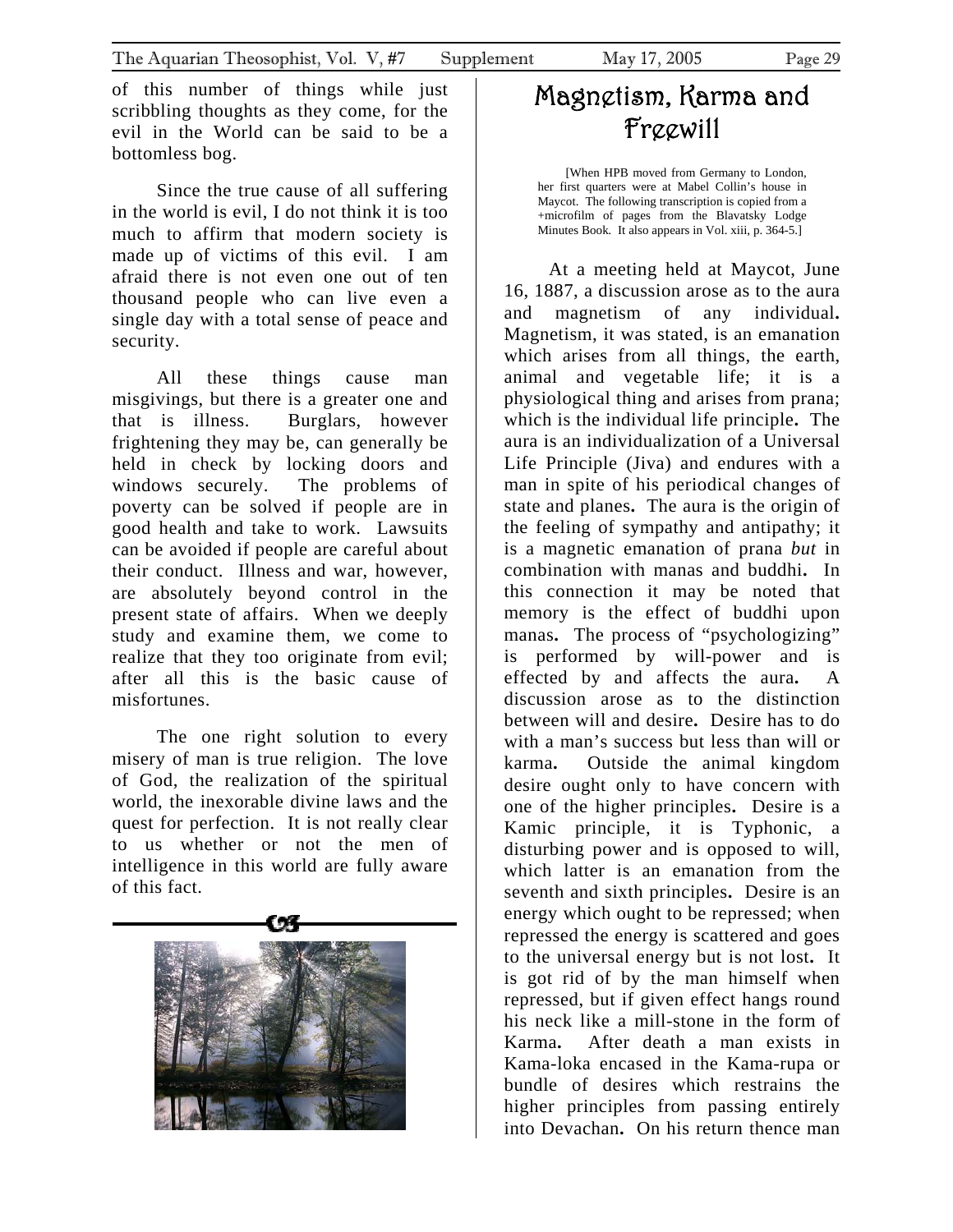of this number of things while just scribbling thoughts as they come, for the evil in the World can be said to be a bottomless bog.

Since the true cause of all suffering in the world is evil, I do not think it is too much to affirm that modern society is made up of victims of this evil. I am afraid there is not even one out of ten thousand people who can live even a single day with a total sense of peace and security.

All these things cause man misgivings, but there is a greater one and that is illness. Burglars, however frightening they may be, can generally be held in check by locking doors and windows securely. The problems of poverty can be solved if people are in good health and take to work. Lawsuits can be avoided if people are careful about their conduct. Illness and war, however, are absolutely beyond control in the present state of affairs. When we deeply study and examine them, we come to realize that they too originate from evil; after all this is the basic cause of misfortunes.

The one right solution to every misery of man is true religion. The love of God, the realization of the spiritual world, the inexorable divine laws and the quest for perfection. It is not really clear to us whether or not the men of intelligence in this world are fully aware of this fact.

# Magnetism, Karma and Freewill

[When HPB moved from Germany to London, her first quarters were at Mabel Collin's house in Maycot. The following transcription is copied from a +microfilm of pages from the Blavatsky Lodge Minutes Book. It also appears in Vol. xiii, p. 364-5.]

At a meeting held at Maycot, June 16, 1887, a discussion arose as to the aura and magnetism of any individual**.** Magnetism, it was stated, is an emanation which arises from all things, the earth, animal and vegetable life; it is a physiological thing and arises from prana; which is the individual life principle**.** The aura is an individualization of a Universal Life Principle (Jiva) and endures with a man in spite of his periodical changes of state and planes**.** The aura is the origin of the feeling of sympathy and antipathy; it is a magnetic emanation of prana *but* in combination with manas and buddhi**.** In this connection it may be noted that memory is the effect of buddhi upon manas**.** The process of "psychologizing" is performed by will-power and is effected by and affects the aura**.** A discussion arose as to the distinction between will and desire**.** Desire has to do with a man's success but less than will or karma**.** Outside the animal kingdom desire ought only to have concern with one of the higher principles**.** Desire is a Kamic principle, it is Typhonic, a disturbing power and is opposed to will, which latter is an emanation from the seventh and sixth principles**.** Desire is an energy which ought to be repressed; when repressed the energy is scattered and goes to the universal energy but is not lost**.** It is got rid of by the man himself when repressed, but if given effect hangs round his neck like a mill-stone in the form of Karma**.** After death a man exists in Kama-loka encased in the Kama-rupa or bundle of desires which restrains the higher principles from passing entirely into Devachan**.** On his return thence man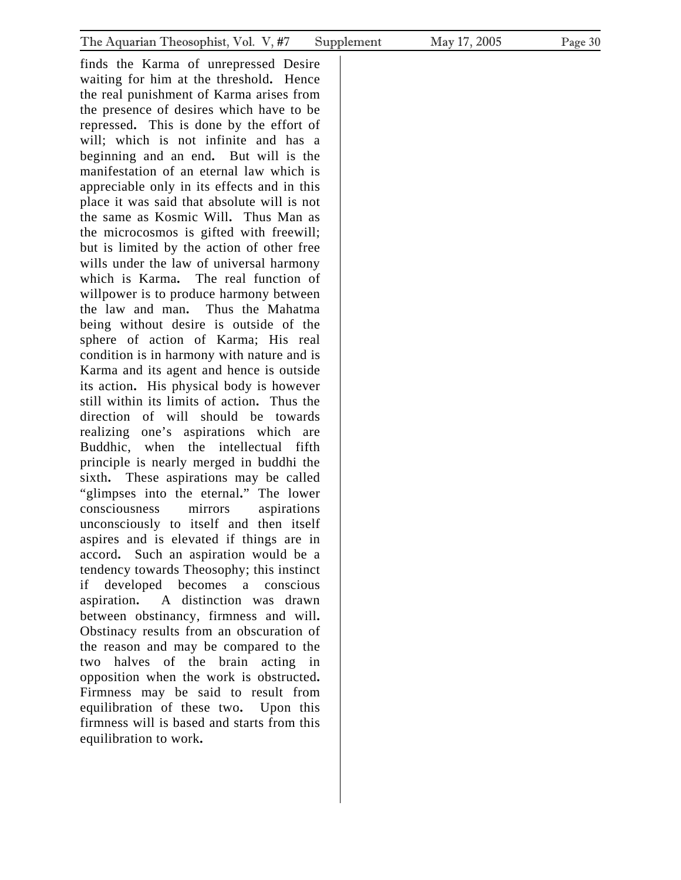finds the Karma of unrepressed Desire waiting for him at the threshold. Hence the real punishment of Karma arises from the presence of desires which have to be repressed. This is done by the effort of will; which is not infinite and has a beginning and an end. But will is the manifestation of an eternal law which is appreciable only in its effects and in this place it was said that absolute will is not the same as Kosmic Will. Thus Man as the microcosmos is gifted with freewill; but is limited by the action of other free wills under the law of universal harmony which is Karma. The real function of willpower is to produce harmony between the law and man. Thus the Mahatma being without desire is outside of the sphere of action of Karma; His real condition is in harmony with nature and is Karma and its agent and hence is outside its action. His physical body is however still within its limits of action. Thus the direction of will should be towards realizing one's aspirations which are Buddhic, when the intellectual fifth principle is nearly merged in buddhi the sixth. These aspirations may be called "glimpses into the eternal." The lower consciousness mirrors aspirations unconsciously to itself and then itself aspires and is elevated if things are in accord. Such an aspiration would be a tendency towards Theosophy; this instinct if developed becomes a conscious aspiration. A distinction was drawn between obstinancy, firmness and will. Obstinacy results from an obscuration of the reason and may be compared to the two halves of the brain acting in opposition when the work is obstructed. Firmness may be said to result from equilibration of these two. Upon this firmness will is based and starts from this equilibration to work.